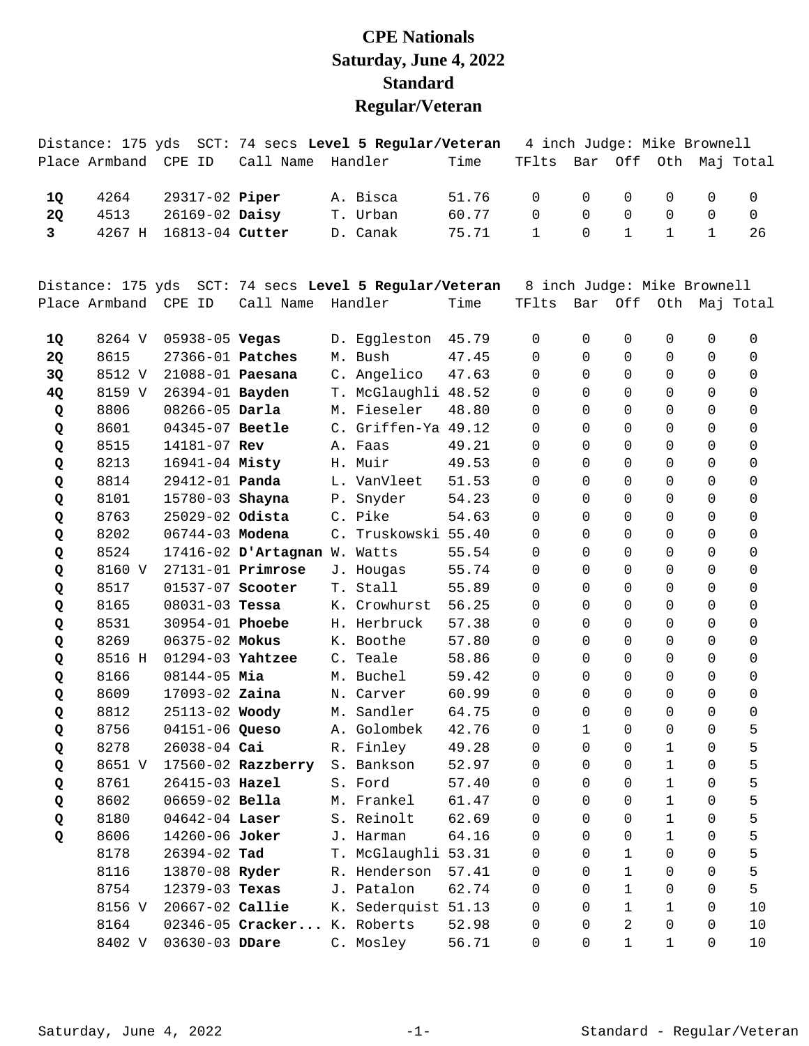# CPE Nationals
# Saturday, June 4, 2022
# Standard
# Regular/Veteran

Distance: 175 yds SCT: 74 secs **Level 5 Regular/Veteran** 4 inch Judge: Mike Brownell

| Place | Armband | CPE ID | Call Name | Handler | Time | TFlts | Bar | Off | Oth | Maj | Total |
|---|---|---|---|---|---|---|---|---|---|---|---|
| **1Q** | 4264 | 29317-02 | **Piper** | A. Bisca | 51.76 | 0 | 0 | 0 | 0 | 0 | 0 |
| **2Q** | 4513 | 26169-02 | **Daisy** | T. Urban | 60.77 | 0 | 0 | 0 | 0 | 0 | 0 |
| **3** | 4267 H | 16813-04 | **Cutter** | D. Canak | 75.71 | 1 | 0 | 1 | 1 | 1 | 26 |

Distance: 175 yds SCT: 74 secs **Level 5 Regular/Veteran** 8 inch Judge: Mike Brownell

| Place | Armband | CPE ID | Call Name | Handler | Time | TFlts | Bar | Off | Oth | Maj | Total |
|---|---|---|---|---|---|---|---|---|---|---|---|
| **1Q** | 8264 V | 05938-05 | **Vegas** | D. Eggleston | 45.79 | 0 | 0 | 0 | 0 | 0 | 0 |
| **2Q** | 8615 | 27366-01 | **Patches** | M. Bush | 47.45 | 0 | 0 | 0 | 0 | 0 | 0 |
| **3Q** | 8512 V | 21088-01 | **Paesana** | C. Angelico | 47.63 | 0 | 0 | 0 | 0 | 0 | 0 |
| **4Q** | 8159 V | 26394-01 | **Bayden** | T. McGlaughli | 48.52 | 0 | 0 | 0 | 0 | 0 | 0 |
| **Q** | 8806 | 08266-05 | **Darla** | M. Fieseler | 48.80 | 0 | 0 | 0 | 0 | 0 | 0 |
| **Q** | 8601 | 04345-07 | **Beetle** | C. Griffen-Ya | 49.12 | 0 | 0 | 0 | 0 | 0 | 0 |
| **Q** | 8515 | 14181-07 | **Rev** | A. Faas | 49.21 | 0 | 0 | 0 | 0 | 0 | 0 |
| **Q** | 8213 | 16941-04 | **Misty** | H. Muir | 49.53 | 0 | 0 | 0 | 0 | 0 | 0 |
| **Q** | 8814 | 29412-01 | **Panda** | L. VanVleet | 51.53 | 0 | 0 | 0 | 0 | 0 | 0 |
| **Q** | 8101 | 15780-03 | **Shayna** | P. Snyder | 54.23 | 0 | 0 | 0 | 0 | 0 | 0 |
| **Q** | 8763 | 25029-02 | **Odista** | C. Pike | 54.63 | 0 | 0 | 0 | 0 | 0 | 0 |
| **Q** | 8202 | 06744-03 | **Modena** | C. Truskowski | 55.40 | 0 | 0 | 0 | 0 | 0 | 0 |
| **Q** | 8524 | 17416-02 | **D'Artagnan** | W. Watts | 55.54 | 0 | 0 | 0 | 0 | 0 | 0 |
| **Q** | 8160 V | 27131-01 | **Primrose** | J. Hougas | 55.74 | 0 | 0 | 0 | 0 | 0 | 0 |
| **Q** | 8517 | 01537-07 | **Scooter** | T. Stall | 55.89 | 0 | 0 | 0 | 0 | 0 | 0 |
| **Q** | 8165 | 08031-03 | **Tessa** | K. Crowhurst | 56.25 | 0 | 0 | 0 | 0 | 0 | 0 |
| **Q** | 8531 | 30954-01 | **Phoebe** | H. Herbruck | 57.38 | 0 | 0 | 0 | 0 | 0 | 0 |
| **Q** | 8269 | 06375-02 | **Mokus** | K. Boothe | 57.80 | 0 | 0 | 0 | 0 | 0 | 0 |
| **Q** | 8516 H | 01294-03 | **Yahtzee** | C. Teale | 58.86 | 0 | 0 | 0 | 0 | 0 | 0 |
| **Q** | 8166 | 08144-05 | **Mia** | M. Buchel | 59.42 | 0 | 0 | 0 | 0 | 0 | 0 |
| **Q** | 8609 | 17093-02 | **Zaina** | N. Carver | 60.99 | 0 | 0 | 0 | 0 | 0 | 0 |
| **Q** | 8812 | 25113-02 | **Woody** | M. Sandler | 64.75 | 0 | 0 | 0 | 0 | 0 | 0 |
| **Q** | 8756 | 04151-06 | **Queso** | A. Golombek | 42.76 | 0 | 1 | 0 | 0 | 0 | 5 |
| **Q** | 8278 | 26038-04 | **Cai** | R. Finley | 49.28 | 0 | 0 | 0 | 1 | 0 | 5 |
| **Q** | 8651 V | 17560-02 | **Razzberry** | S. Bankson | 52.97 | 0 | 0 | 0 | 1 | 0 | 5 |
| **Q** | 8761 | 26415-03 | **Hazel** | S. Ford | 57.40 | 0 | 0 | 0 | 1 | 0 | 5 |
| **Q** | 8602 | 06659-02 | **Bella** | M. Frankel | 61.47 | 0 | 0 | 0 | 1 | 0 | 5 |
| **Q** | 8180 | 04642-04 | **Laser** | S. Reinolt | 62.69 | 0 | 0 | 0 | 1 | 0 | 5 |
| **Q** | 8606 | 14260-06 | **Joker** | J. Harman | 64.16 | 0 | 0 | 0 | 1 | 0 | 5 |
| | 8178 | 26394-02 | **Tad** | T. McGlaughli | 53.31 | 0 | 0 | 1 | 0 | 0 | 5 |
| | 8116 | 13870-08 | **Ryder** | R. Henderson | 57.41 | 0 | 0 | 1 | 0 | 0 | 5 |
| | 8754 | 12379-03 | **Texas** | J. Patalon | 62.74 | 0 | 0 | 1 | 0 | 0 | 5 |
| | 8156 V | 20667-02 | **Callie** | K. Sederquist | 51.13 | 0 | 0 | 1 | 1 | 0 | 10 |
| | 8164 | 02346-05 | **Cracker...** | K. Roberts | 52.98 | 0 | 0 | 2 | 0 | 0 | 10 |
| | 8402 V | 03630-03 | **DDare** | C. Mosley | 56.71 | 0 | 0 | 1 | 1 | 0 | 10 |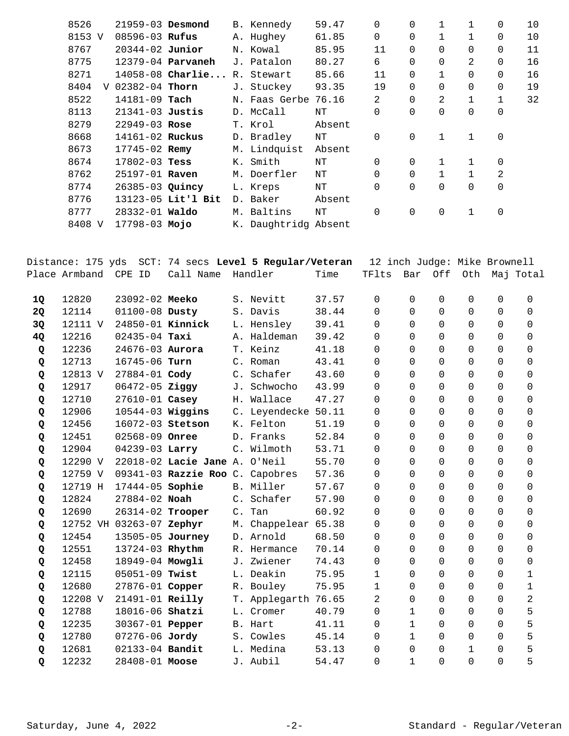| Place | Armband | CPE ID | Call Name | Handler | Time | TFlts | Bar | Off | Oth | Maj | Total |
|---|---|---|---|---|---|---|---|---|---|---|---|
| | 8526 | 21959-03 | **Desmond** | B. Kennedy | 59.47 | 0 | 0 | 1 | 1 | 0 | 10 |
| | 8153 V | 08596-03 | **Rufus** | A. Hughey | 61.85 | 0 | 0 | 1 | 1 | 0 | 10 |
| | 8767 | 20344-02 | **Junior** | N. Kowal | 85.95 | 11 | 0 | 0 | 0 | 0 | 11 |
| | 8775 | 12379-04 | **Parvaneh** | J. Patalon | 80.27 | 6 | 0 | 0 | 2 | 0 | 16 |
| | 8271 | 14058-08 | **Charlie...** | R. Stewart | 85.66 | 11 | 0 | 1 | 0 | 0 | 16 |
| | 8404 V | 02382-04 | **Thorn** | J. Stuckey | 93.35 | 19 | 0 | 0 | 0 | 0 | 19 |
| | 8522 | 14181-09 | **Tach** | N. Faas Gerbe | 76.16 | 2 | 0 | 2 | 1 | 1 | 32 |
| | 8113 | 21341-03 | **Justis** | D. McCall | NT | 0 | 0 | 0 | 0 | 0 | |
| | 8279 | 22949-03 | **Rose** | T. Krol | Absent | | | | | | |
| | 8668 | 14161-02 | **Ruckus** | D. Bradley | NT | 0 | 0 | 1 | 1 | 0 | |
| | 8673 | 17745-02 | **Remy** | M. Lindquist | Absent | | | | | | |
| | 8674 | 17802-03 | **Tess** | K. Smith | NT | 0 | 0 | 1 | 1 | 0 | |
| | 8762 | 25197-01 | **Raven** | M. Doerfler | NT | 0 | 0 | 1 | 1 | 2 | |
| | 8774 | 26385-03 | **Quincy** | L. Kreps | NT | 0 | 0 | 0 | 0 | 0 | |
| | 8776 | 13123-05 | **Lit'l Bit** | D. Baker | Absent | | | | | | |
| | 8777 | 28332-01 | **Waldo** | M. Baltins | NT | 0 | 0 | 0 | 1 | 0 | |
| | 8408 V | 17798-03 | **Mojo** | K. Daughtridg | Absent | | | | | | |

Distance: 175 yds SCT: 74 secs **Level 5 Regular/Veteran** 12 inch Judge: Mike Brownell

| Place | Armband | CPE ID | Call Name | Handler | Time | TFlts | Bar | Off | Oth | Maj | Total |
|---|---|---|---|---|---|---|---|---|---|---|---|
| **1Q** | 12820 | 23092-02 | **Meeko** | S. Nevitt | 37.57 | 0 | 0 | 0 | 0 | 0 | 0 |
| **2Q** | 12114 | 01100-08 | **Dusty** | S. Davis | 38.44 | 0 | 0 | 0 | 0 | 0 | 0 |
| **3Q** | 12111 V | 24850-01 | **Kinnick** | L. Hensley | 39.41 | 0 | 0 | 0 | 0 | 0 | 0 |
| **4Q** | 12216 | 02435-04 | **Taxi** | A. Haldeman | 39.42 | 0 | 0 | 0 | 0 | 0 | 0 |
| **Q** | 12236 | 24676-03 | **Aurora** | T. Keinz | 41.18 | 0 | 0 | 0 | 0 | 0 | 0 |
| **Q** | 12713 | 16745-06 | **Turn** | C. Roman | 43.41 | 0 | 0 | 0 | 0 | 0 | 0 |
| **Q** | 12813 V | 27884-01 | **Cody** | C. Schafer | 43.60 | 0 | 0 | 0 | 0 | 0 | 0 |
| **Q** | 12917 | 06472-05 | **Ziggy** | J. Schwocho | 43.99 | 0 | 0 | 0 | 0 | 0 | 0 |
| **Q** | 12710 | 27610-01 | **Casey** | H. Wallace | 47.27 | 0 | 0 | 0 | 0 | 0 | 0 |
| **Q** | 12906 | 10544-03 | **Wiggins** | C. Leyendecke | 50.11 | 0 | 0 | 0 | 0 | 0 | 0 |
| **Q** | 12456 | 16072-03 | **Stetson** | K. Felton | 51.19 | 0 | 0 | 0 | 0 | 0 | 0 |
| **Q** | 12451 | 02568-09 | **Onree** | D. Franks | 52.84 | 0 | 0 | 0 | 0 | 0 | 0 |
| **Q** | 12904 | 04239-03 | **Larry** | C. Wilmoth | 53.71 | 0 | 0 | 0 | 0 | 0 | 0 |
| **Q** | 12290 V | 22018-02 | **Lacie Jane** | A. O'Neil | 55.70 | 0 | 0 | 0 | 0 | 0 | 0 |
| **Q** | 12759 V | 09341-03 | **Razzie Roo** | C. Capobres | 57.36 | 0 | 0 | 0 | 0 | 0 | 0 |
| **Q** | 12719 H | 17444-05 | **Sophie** | B. Miller | 57.67 | 0 | 0 | 0 | 0 | 0 | 0 |
| **Q** | 12824 | 27884-02 | **Noah** | C. Schafer | 57.90 | 0 | 0 | 0 | 0 | 0 | 0 |
| **Q** | 12690 | 26314-02 | **Trooper** | C. Tan | 60.92 | 0 | 0 | 0 | 0 | 0 | 0 |
| **Q** | 12752 VH | 03263-07 | **Zephyr** | M. Chappelear | 65.38 | 0 | 0 | 0 | 0 | 0 | 0 |
| **Q** | 12454 | 13505-05 | **Journey** | D. Arnold | 68.50 | 0 | 0 | 0 | 0 | 0 | 0 |
| **Q** | 12551 | 13724-03 | **Rhythm** | R. Hermance | 70.14 | 0 | 0 | 0 | 0 | 0 | 0 |
| **Q** | 12458 | 18949-04 | **Mowgli** | J. Zwiener | 74.43 | 0 | 0 | 0 | 0 | 0 | 0 |
| **Q** | 12115 | 05051-09 | **Twist** | L. Deakin | 75.95 | 1 | 0 | 0 | 0 | 0 | 1 |
| **Q** | 12680 | 27876-01 | **Copper** | R. Bouley | 75.95 | 1 | 0 | 0 | 0 | 0 | 1 |
| **Q** | 12208 V | 21491-01 | **Reilly** | T. Applegarth | 76.65 | 2 | 0 | 0 | 0 | 0 | 2 |
| **Q** | 12788 | 18016-06 | **Shatzi** | L. Cromer | 40.79 | 0 | 1 | 0 | 0 | 0 | 5 |
| **Q** | 12235 | 30367-01 | **Pepper** | B. Hart | 41.11 | 0 | 1 | 0 | 0 | 0 | 5 |
| **Q** | 12780 | 07276-06 | **Jordy** | S. Cowles | 45.14 | 0 | 1 | 0 | 0 | 0 | 5 |
| **Q** | 12681 | 02133-04 | **Bandit** | L. Medina | 53.13 | 0 | 0 | 0 | 1 | 0 | 5 |
| **Q** | 12232 | 28408-01 | **Moose** | J. Aubil | 54.47 | 0 | 1 | 0 | 0 | 0 | 5 |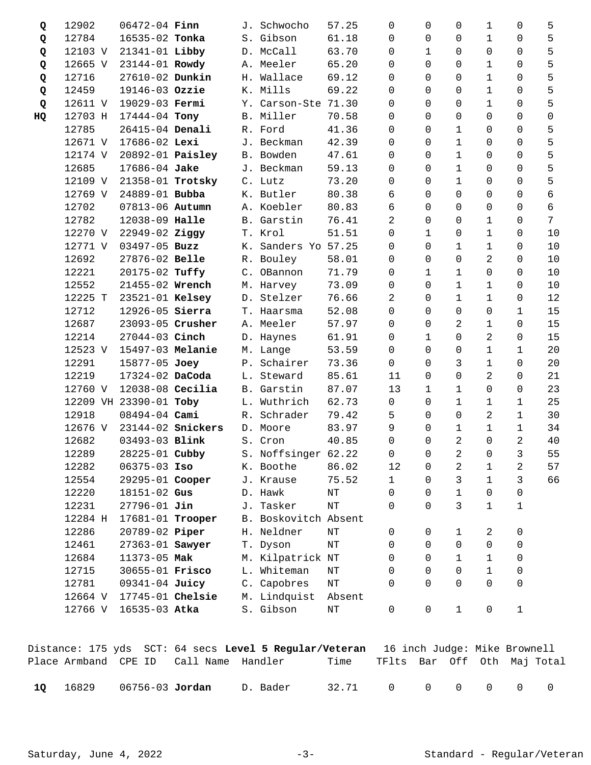| Place | Armband | CPE ID | Call Name | Handler | Time | TFlts | Bar | Off | Oth | Maj | Total |
|---|---|---|---|---|---|---|---|---|---|---|---|
| Q | 12902 | 06472-04 | **Finn** | J. Schwocho | 57.25 | 0 | 0 | 0 | 1 | 0 | 5 |
| Q | 12784 | 16535-02 | **Tonka** | S. Gibson | 61.18 | 0 | 0 | 0 | 1 | 0 | 5 |
| Q | 12103 V | 21341-01 | **Libby** | D. McCall | 63.70 | 0 | 1 | 0 | 0 | 0 | 5 |
| Q | 12665 V | 23144-01 | **Rowdy** | A. Meeler | 65.20 | 0 | 0 | 0 | 1 | 0 | 5 |
| Q | 12716 | 27610-02 | **Dunkin** | H. Wallace | 69.12 | 0 | 0 | 0 | 1 | 0 | 5 |
| Q | 12459 | 19146-03 | **Ozzie** | K. Mills | 69.22 | 0 | 0 | 0 | 1 | 0 | 5 |
| Q | 12611 V | 19029-03 | **Fermi** | Y. Carson-Ste | 71.30 | 0 | 0 | 0 | 1 | 0 | 5 |
| HQ | 12703 H | 17444-04 | **Tony** | B. Miller | 70.58 | 0 | 0 | 0 | 0 | 0 | 0 |
| | 12785 | 26415-04 | **Denali** | R. Ford | 41.36 | 0 | 0 | 1 | 0 | 0 | 5 |
| | 12671 V | 17686-02 | **Lexi** | J. Beckman | 42.39 | 0 | 0 | 1 | 0 | 0 | 5 |
| | 12174 V | 20892-01 | **Paisley** | B. Bowden | 47.61 | 0 | 0 | 1 | 0 | 0 | 5 |
| | 12685 | 17686-04 | **Jake** | J. Beckman | 59.13 | 0 | 0 | 1 | 0 | 0 | 5 |
| | 12109 V | 21358-01 | **Trotsky** | C. Lutz | 73.20 | 0 | 0 | 1 | 0 | 0 | 5 |
| | 12769 V | 24889-01 | **Bubba** | K. Butler | 80.38 | 6 | 0 | 0 | 0 | 0 | 6 |
| | 12702 | 07813-06 | **Autumn** | A. Koebler | 80.83 | 6 | 0 | 0 | 0 | 0 | 6 |
| | 12782 | 12038-09 | **Halle** | B. Garstin | 76.41 | 2 | 0 | 0 | 1 | 0 | 7 |
| | 12270 V | 22949-02 | **Ziggy** | T. Krol | 51.51 | 0 | 1 | 0 | 1 | 0 | 10 |
| | 12771 V | 03497-05 | **Buzz** | K. Sanders Yo | 57.25 | 0 | 0 | 1 | 1 | 0 | 10 |
| | 12692 | 27876-02 | **Belle** | R. Bouley | 58.01 | 0 | 0 | 0 | 2 | 0 | 10 |
| | 12221 | 20175-02 | **Tuffy** | C. OBannon | 71.79 | 0 | 1 | 1 | 0 | 0 | 10 |
| | 12552 | 21455-02 | **Wrench** | M. Harvey | 73.09 | 0 | 0 | 1 | 1 | 0 | 10 |
| | 12225 T | 23521-01 | **Kelsey** | D. Stelzer | 76.66 | 2 | 0 | 1 | 1 | 0 | 12 |
| | 12712 | 12926-05 | **Sierra** | T. Haarsma | 52.08 | 0 | 0 | 0 | 0 | 1 | 15 |
| | 12687 | 23093-05 | **Crusher** | A. Meeler | 57.97 | 0 | 0 | 2 | 1 | 0 | 15 |
| | 12214 | 27044-03 | **Cinch** | D. Haynes | 61.91 | 0 | 1 | 0 | 2 | 0 | 15 |
| | 12523 V | 15497-03 | **Melanie** | M. Lange | 53.59 | 0 | 0 | 0 | 1 | 1 | 20 |
| | 12291 | 15877-05 | **Joey** | P. Schairer | 73.36 | 0 | 0 | 3 | 1 | 0 | 20 |
| | 12219 | 17324-02 | **DaCoda** | L. Steward | 85.61 | 11 | 0 | 0 | 2 | 0 | 21 |
| | 12760 V | 12038-08 | **Cecilia** | B. Garstin | 87.07 | 13 | 1 | 1 | 0 | 0 | 23 |
| | 12209 VH | 23390-01 | **Toby** | L. Wuthrich | 62.73 | 0 | 0 | 1 | 1 | 1 | 25 |
| | 12918 | 08494-04 | **Cami** | R. Schrader | 79.42 | 5 | 0 | 0 | 2 | 1 | 30 |
| | 12676 V | 23144-02 | **Snickers** | D. Moore | 83.97 | 9 | 0 | 1 | 1 | 1 | 34 |
| | 12682 | 03493-03 | **Blink** | S. Cron | 40.85 | 0 | 0 | 2 | 0 | 2 | 40 |
| | 12289 | 28225-01 | **Cubby** | S. Noffsinger | 62.22 | 0 | 0 | 2 | 0 | 3 | 55 |
| | 12282 | 06375-03 | **Iso** | K. Boothe | 86.02 | 12 | 0 | 2 | 1 | 2 | 57 |
| | 12554 | 29295-01 | **Cooper** | J. Krause | 75.52 | 1 | 0 | 3 | 1 | 3 | 66 |
| | 12220 | 18151-02 | **Gus** | D. Hawk | NT | 0 | 0 | 1 | 0 | 0 | |
| | 12231 | 27796-01 | **Jin** | J. Tasker | NT | 0 | 0 | 3 | 1 | 1 | |
| | 12284 H | 17681-01 | **Trooper** | B. Boskovitch | Absent | | | | | | |
| | 12286 | 20789-02 | **Piper** | H. Neldner | NT | 0 | 0 | 1 | 2 | 0 | |
| | 12461 | 27363-01 | **Sawyer** | T. Dyson | NT | 0 | 0 | 0 | 0 | 0 | |
| | 12684 | 11373-05 | **Mak** | M. Kilpatrick | NT | 0 | 0 | 1 | 1 | 0 | |
| | 12715 | 30655-01 | **Frisco** | L. Whiteman | NT | 0 | 0 | 0 | 1 | 0 | |
| | 12781 | 09341-04 | **Juicy** | C. Capobres | NT | 0 | 0 | 0 | 0 | 0 | |
| | 12664 V | 17745-01 | **Chelsie** | M. Lindquist | Absent | | | | | | |
| | 12766 V | 16535-03 | **Atka** | S. Gibson | NT | 0 | 0 | 1 | 0 | 1 | |

Distance: 175 yds SCT: 64 secs **Level 5 Regular/Veteran** 16 inch Judge: Mike Brownell

| Place | Armband | CPE ID | Call Name | Handler | Time | TFlts | Bar | Off | Oth | Maj | Total |
|---|---|---|---|---|---|---|---|---|---|---|---|
| **1Q** | 16829 | 06756-03 | **Jordan** | D. Bader | 32.71 | 0 | 0 | 0 | 0 | 0 | 0 |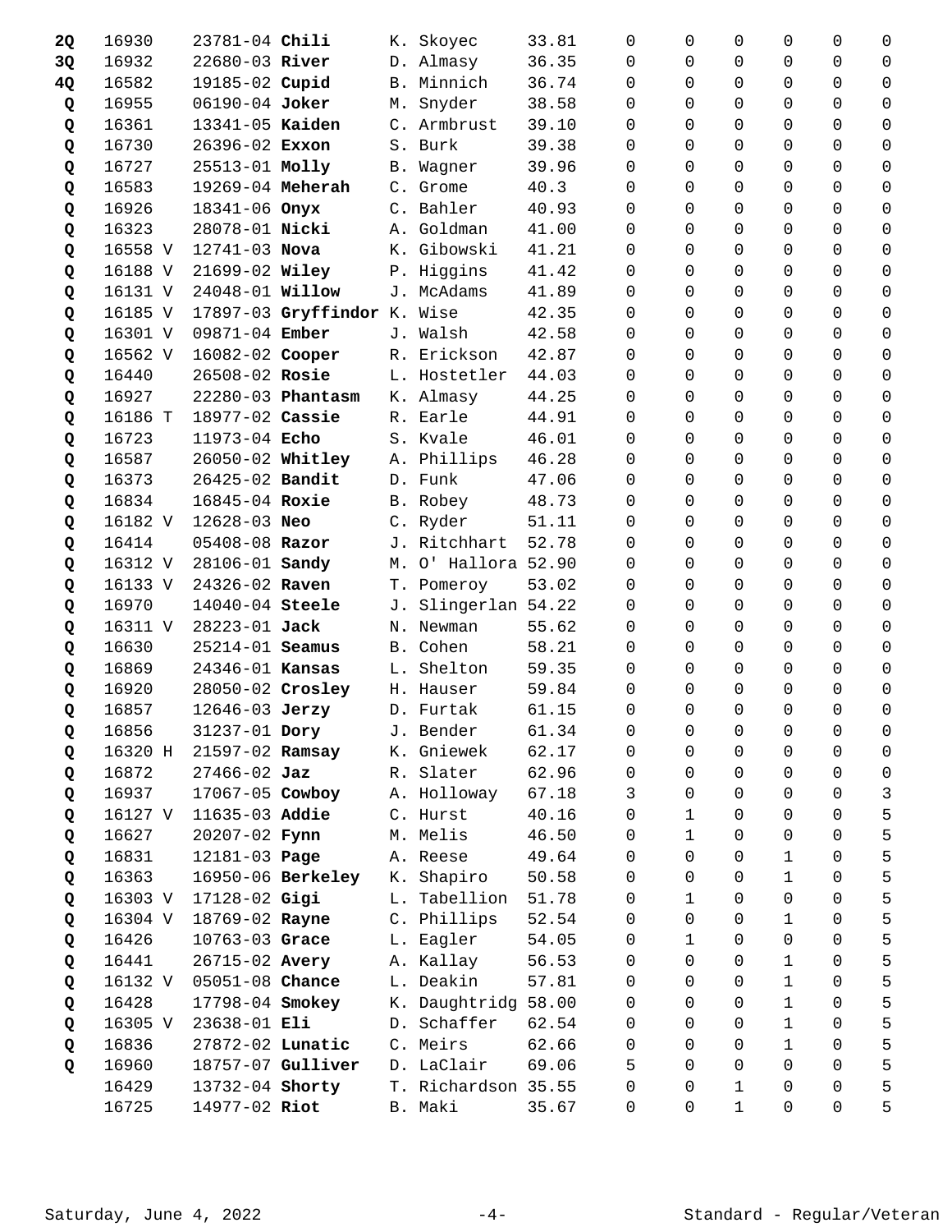| Place | Armband | Reg. No. | Dog | Handler | Time | | | | | | Total |
|---|---|---|---|---|---|---|---|---|---|---|---|
| **2Q** | 16930 | 23781-04 | **Chili** | K. Skoyec | 33.81 | 0 | 0 | 0 | 0 | 0 | 0 |
| **3Q** | 16932 | 22680-03 | **River** | D. Almasy | 36.35 | 0 | 0 | 0 | 0 | 0 | 0 |
| **4Q** | 16582 | 19185-02 | **Cupid** | B. Minnich | 36.74 | 0 | 0 | 0 | 0 | 0 | 0 |
| **Q** | 16955 | 06190-04 | **Joker** | M. Snyder | 38.58 | 0 | 0 | 0 | 0 | 0 | 0 |
| **Q** | 16361 | 13341-05 | **Kaiden** | C. Armbrust | 39.10 | 0 | 0 | 0 | 0 | 0 | 0 |
| **Q** | 16730 | 26396-02 | **Exxon** | S. Burk | 39.38 | 0 | 0 | 0 | 0 | 0 | 0 |
| **Q** | 16727 | 25513-01 | **Molly** | B. Wagner | 39.96 | 0 | 0 | 0 | 0 | 0 | 0 |
| **Q** | 16583 | 19269-04 | **Meherah** | C. Grome | 40.3 | 0 | 0 | 0 | 0 | 0 | 0 |
| **Q** | 16926 | 18341-06 | **Onyx** | C. Bahler | 40.93 | 0 | 0 | 0 | 0 | 0 | 0 |
| **Q** | 16323 | 28078-01 | **Nicki** | A. Goldman | 41.00 | 0 | 0 | 0 | 0 | 0 | 0 |
| **Q** | 16558 V | 12741-03 | **Nova** | K. Gibowski | 41.21 | 0 | 0 | 0 | 0 | 0 | 0 |
| **Q** | 16188 V | 21699-02 | **Wiley** | P. Higgins | 41.42 | 0 | 0 | 0 | 0 | 0 | 0 |
| **Q** | 16131 V | 24048-01 | **Willow** | J. McAdams | 41.89 | 0 | 0 | 0 | 0 | 0 | 0 |
| **Q** | 16185 V | 17897-03 | **Gryffindor** | K. Wise | 42.35 | 0 | 0 | 0 | 0 | 0 | 0 |
| **Q** | 16301 V | 09871-04 | **Ember** | J. Walsh | 42.58 | 0 | 0 | 0 | 0 | 0 | 0 |
| **Q** | 16562 V | 16082-02 | **Cooper** | R. Erickson | 42.87 | 0 | 0 | 0 | 0 | 0 | 0 |
| **Q** | 16440 | 26508-02 | **Rosie** | L. Hostetler | 44.03 | 0 | 0 | 0 | 0 | 0 | 0 |
| **Q** | 16927 | 22280-03 | **Phantasm** | K. Almasy | 44.25 | 0 | 0 | 0 | 0 | 0 | 0 |
| **Q** | 16186 T | 18977-02 | **Cassie** | R. Earle | 44.91 | 0 | 0 | 0 | 0 | 0 | 0 |
| **Q** | 16723 | 11973-04 | **Echo** | S. Kvale | 46.01 | 0 | 0 | 0 | 0 | 0 | 0 |
| **Q** | 16587 | 26050-02 | **Whitley** | A. Phillips | 46.28 | 0 | 0 | 0 | 0 | 0 | 0 |
| **Q** | 16373 | 26425-02 | **Bandit** | D. Funk | 47.06 | 0 | 0 | 0 | 0 | 0 | 0 |
| **Q** | 16834 | 16845-04 | **Roxie** | B. Robey | 48.73 | 0 | 0 | 0 | 0 | 0 | 0 |
| **Q** | 16182 V | 12628-03 | **Neo** | C. Ryder | 51.11 | 0 | 0 | 0 | 0 | 0 | 0 |
| **Q** | 16414 | 05408-08 | **Razor** | J. Ritchhart | 52.78 | 0 | 0 | 0 | 0 | 0 | 0 |
| **Q** | 16312 V | 28106-01 | **Sandy** | M. O' Hallora | 52.90 | 0 | 0 | 0 | 0 | 0 | 0 |
| **Q** | 16133 V | 24326-02 | **Raven** | T. Pomeroy | 53.02 | 0 | 0 | 0 | 0 | 0 | 0 |
| **Q** | 16970 | 14040-04 | **Steele** | J. Slingerlan | 54.22 | 0 | 0 | 0 | 0 | 0 | 0 |
| **Q** | 16311 V | 28223-01 | **Jack** | N. Newman | 55.62 | 0 | 0 | 0 | 0 | 0 | 0 |
| **Q** | 16630 | 25214-01 | **Seamus** | B. Cohen | 58.21 | 0 | 0 | 0 | 0 | 0 | 0 |
| **Q** | 16869 | 24346-01 | **Kansas** | L. Shelton | 59.35 | 0 | 0 | 0 | 0 | 0 | 0 |
| **Q** | 16920 | 28050-02 | **Crosley** | H. Hauser | 59.84 | 0 | 0 | 0 | 0 | 0 | 0 |
| **Q** | 16857 | 12646-03 | **Jerzy** | D. Furtak | 61.15 | 0 | 0 | 0 | 0 | 0 | 0 |
| **Q** | 16856 | 31237-01 | **Dory** | J. Bender | 61.34 | 0 | 0 | 0 | 0 | 0 | 0 |
| **Q** | 16320 H | 21597-02 | **Ramsay** | K. Gniewek | 62.17 | 0 | 0 | 0 | 0 | 0 | 0 |
| **Q** | 16872 | 27466-02 | **Jaz** | R. Slater | 62.96 | 0 | 0 | 0 | 0 | 0 | 0 |
| **Q** | 16937 | 17067-05 | **Cowboy** | A. Holloway | 67.18 | 3 | 0 | 0 | 0 | 0 | 3 |
| **Q** | 16127 V | 11635-03 | **Addie** | C. Hurst | 40.16 | 0 | 1 | 0 | 0 | 0 | 5 |
| **Q** | 16627 | 20207-02 | **Fynn** | M. Melis | 46.50 | 0 | 1 | 0 | 0 | 0 | 5 |
| **Q** | 16831 | 12181-03 | **Page** | A. Reese | 49.64 | 0 | 0 | 0 | 1 | 0 | 5 |
| **Q** | 16363 | 16950-06 | **Berkeley** | K. Shapiro | 50.58 | 0 | 0 | 0 | 1 | 0 | 5 |
| **Q** | 16303 V | 17128-02 | **Gigi** | L. Tabellion | 51.78 | 0 | 1 | 0 | 0 | 0 | 5 |
| **Q** | 16304 V | 18769-02 | **Rayne** | C. Phillips | 52.54 | 0 | 0 | 0 | 1 | 0 | 5 |
| **Q** | 16426 | 10763-03 | **Grace** | L. Eagler | 54.05 | 0 | 1 | 0 | 0 | 0 | 5 |
| **Q** | 16441 | 26715-02 | **Avery** | A. Kallay | 56.53 | 0 | 0 | 0 | 1 | 0 | 5 |
| **Q** | 16132 V | 05051-08 | **Chance** | L. Deakin | 57.81 | 0 | 0 | 0 | 1 | 0 | 5 |
| **Q** | 16428 | 17798-04 | **Smokey** | K. Daughtridg | 58.00 | 0 | 0 | 0 | 1 | 0 | 5 |
| **Q** | 16305 V | 23638-01 | **Eli** | D. Schaffer | 62.54 | 0 | 0 | 0 | 1 | 0 | 5 |
| **Q** | 16836 | 27872-02 | **Lunatic** | C. Meirs | 62.66 | 0 | 0 | 0 | 1 | 0 | 5 |
| **Q** | 16960 | 18757-07 | **Gulliver** | D. LaClair | 69.06 | 5 | 0 | 0 | 0 | 0 | 5 |
| | 16429 | 13732-04 | **Shorty** | T. Richardson | 35.55 | 0 | 0 | 1 | 0 | 0 | 5 |
| | 16725 | 14977-02 | **Riot** | B. Maki | 35.67 | 0 | 0 | 1 | 0 | 0 | 5 |

Saturday, June 4, 2022 Standard - Regular/Veteran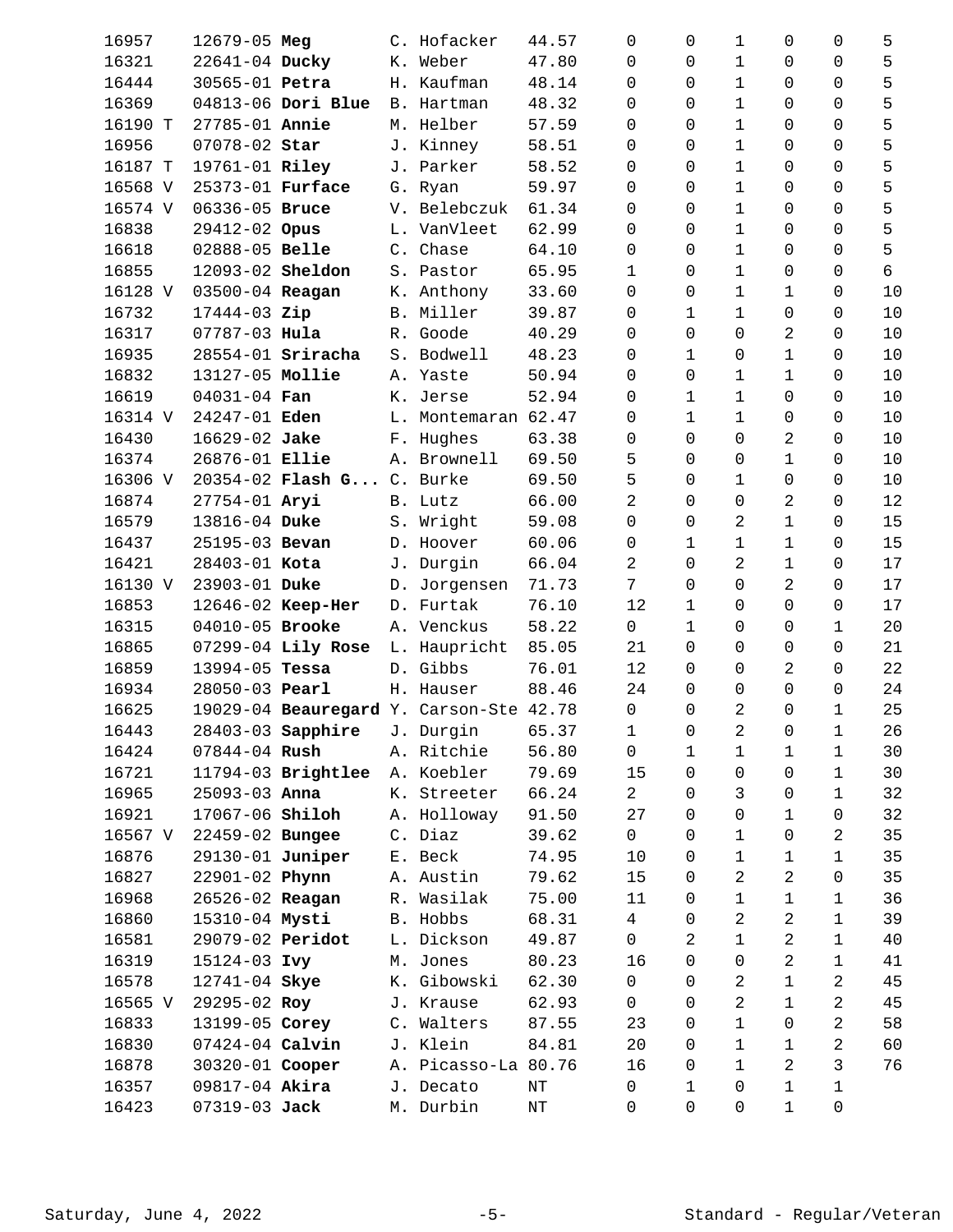| | | | | | | | | | | |
|---|---|---|---|---|---|---|---|---|---|---|
| 16957 | 12679-05 **Meg** | C. Hofacker | 44.57 | 0 | 0 | 1 | 0 | 0 | 5 |
| 16321 | 22641-04 **Ducky** | K. Weber | 47.80 | 0 | 0 | 1 | 0 | 0 | 5 |
| 16444 | 30565-01 **Petra** | H. Kaufman | 48.14 | 0 | 0 | 1 | 0 | 0 | 5 |
| 16369 | 04813-06 **Dori Blue** | B. Hartman | 48.32 | 0 | 0 | 1 | 0 | 0 | 5 |
| 16190 T | 27785-01 **Annie** | M. Helber | 57.59 | 0 | 0 | 1 | 0 | 0 | 5 |
| 16956 | 07078-02 **Star** | J. Kinney | 58.51 | 0 | 0 | 1 | 0 | 0 | 5 |
| 16187 T | 19761-01 **Riley** | J. Parker | 58.52 | 0 | 0 | 1 | 0 | 0 | 5 |
| 16568 V | 25373-01 **Furface** | G. Ryan | 59.97 | 0 | 0 | 1 | 0 | 0 | 5 |
| 16574 V | 06336-05 **Bruce** | V. Belebczuk | 61.34 | 0 | 0 | 1 | 0 | 0 | 5 |
| 16838 | 29412-02 **Opus** | L. VanVleet | 62.99 | 0 | 0 | 1 | 0 | 0 | 5 |
| 16618 | 02888-05 **Belle** | C. Chase | 64.10 | 0 | 0 | 1 | 0 | 0 | 5 |
| 16855 | 12093-02 **Sheldon** | S. Pastor | 65.95 | 1 | 0 | 1 | 0 | 0 | 6 |
| 16128 V | 03500-04 **Reagan** | K. Anthony | 33.60 | 0 | 0 | 1 | 1 | 0 | 10 |
| 16732 | 17444-03 **Zip** | B. Miller | 39.87 | 0 | 1 | 1 | 0 | 0 | 10 |
| 16317 | 07787-03 **Hula** | R. Goode | 40.29 | 0 | 0 | 0 | 2 | 0 | 10 |
| 16935 | 28554-01 **Sriracha** | S. Bodwell | 48.23 | 0 | 1 | 0 | 1 | 0 | 10 |
| 16832 | 13127-05 **Mollie** | A. Yaste | 50.94 | 0 | 0 | 1 | 1 | 0 | 10 |
| 16619 | 04031-04 **Fan** | K. Jerse | 52.94 | 0 | 1 | 1 | 0 | 0 | 10 |
| 16314 V | 24247-01 **Eden** | L. Montemaran | 62.47 | 0 | 1 | 1 | 0 | 0 | 10 |
| 16430 | 16629-02 **Jake** | F. Hughes | 63.38 | 0 | 0 | 0 | 2 | 0 | 10 |
| 16374 | 26876-01 **Ellie** | A. Brownell | 69.50 | 5 | 0 | 0 | 1 | 0 | 10 |
| 16306 V | 20354-02 **Flash G...** | C. Burke | 69.50 | 5 | 0 | 1 | 0 | 0 | 10 |
| 16874 | 27754-01 **Aryi** | B. Lutz | 66.00 | 2 | 0 | 0 | 2 | 0 | 12 |
| 16579 | 13816-04 **Duke** | S. Wright | 59.08 | 0 | 0 | 2 | 1 | 0 | 15 |
| 16437 | 25195-03 **Bevan** | D. Hoover | 60.06 | 0 | 1 | 1 | 1 | 0 | 15 |
| 16421 | 28403-01 **Kota** | J. Durgin | 66.04 | 2 | 0 | 2 | 1 | 0 | 17 |
| 16130 V | 23903-01 **Duke** | D. Jorgensen | 71.73 | 7 | 0 | 0 | 2 | 0 | 17 |
| 16853 | 12646-02 **Keep-Her** | D. Furtak | 76.10 | 12 | 1 | 0 | 0 | 0 | 17 |
| 16315 | 04010-05 **Brooke** | A. Venckus | 58.22 | 0 | 1 | 0 | 0 | 1 | 20 |
| 16865 | 07299-04 **Lily Rose** | L. Haupricht | 85.05 | 21 | 0 | 0 | 0 | 0 | 21 |
| 16859 | 13994-05 **Tessa** | D. Gibbs | 76.01 | 12 | 0 | 0 | 2 | 0 | 22 |
| 16934 | 28050-03 **Pearl** | H. Hauser | 88.46 | 24 | 0 | 0 | 0 | 0 | 24 |
| 16625 | 19029-04 **Beauregard** | Y. Carson-Ste | 42.78 | 0 | 0 | 2 | 0 | 1 | 25 |
| 16443 | 28403-03 **Sapphire** | J. Durgin | 65.37 | 1 | 0 | 2 | 0 | 1 | 26 |
| 16424 | 07844-04 **Rush** | A. Ritchie | 56.80 | 0 | 1 | 1 | 1 | 1 | 30 |
| 16721 | 11794-03 **Brightlee** | A. Koebler | 79.69 | 15 | 0 | 0 | 0 | 1 | 30 |
| 16965 | 25093-03 **Anna** | K. Streeter | 66.24 | 2 | 0 | 3 | 0 | 1 | 32 |
| 16921 | 17067-06 **Shiloh** | A. Holloway | 91.50 | 27 | 0 | 0 | 1 | 0 | 32 |
| 16567 V | 22459-02 **Bungee** | C. Diaz | 39.62 | 0 | 0 | 1 | 0 | 2 | 35 |
| 16876 | 29130-01 **Juniper** | E. Beck | 74.95 | 10 | 0 | 1 | 1 | 1 | 35 |
| 16827 | 22901-02 **Phynn** | A. Austin | 79.62 | 15 | 0 | 2 | 2 | 0 | 35 |
| 16968 | 26526-02 **Reagan** | R. Wasilak | 75.00 | 11 | 0 | 1 | 1 | 1 | 36 |
| 16860 | 15310-04 **Mysti** | B. Hobbs | 68.31 | 4 | 0 | 2 | 2 | 1 | 39 |
| 16581 | 29079-02 **Peridot** | L. Dickson | 49.87 | 0 | 2 | 1 | 2 | 1 | 40 |
| 16319 | 15124-03 **Ivy** | M. Jones | 80.23 | 16 | 0 | 0 | 2 | 1 | 41 |
| 16578 | 12741-04 **Skye** | K. Gibowski | 62.30 | 0 | 0 | 2 | 1 | 2 | 45 |
| 16565 V | 29295-02 **Roy** | J. Krause | 62.93 | 0 | 0 | 2 | 1 | 2 | 45 |
| 16833 | 13199-05 **Corey** | C. Walters | 87.55 | 23 | 0 | 1 | 0 | 2 | 58 |
| 16830 | 07424-04 **Calvin** | J. Klein | 84.81 | 20 | 0 | 1 | 1 | 2 | 60 |
| 16878 | 30320-01 **Cooper** | A. Picasso-La | 80.76 | 16 | 0 | 1 | 2 | 3 | 76 |
| 16357 | 09817-04 **Akira** | J. Decato | NT | 0 | 1 | 0 | 1 | 1 | |
| 16423 | 07319-03 **Jack** | M. Durbin | NT | 0 | 0 | 0 | 1 | 0 | |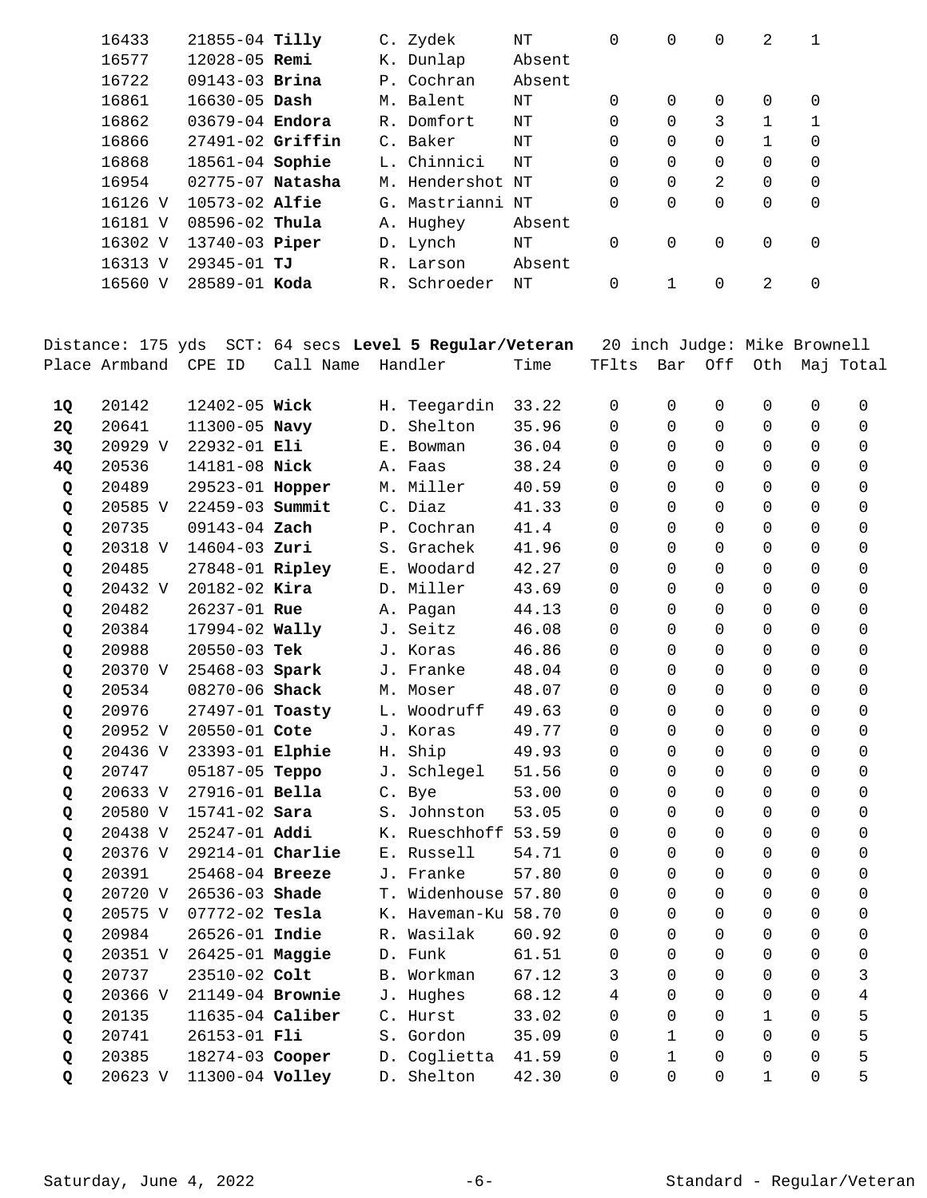| Place | Armband | CPE ID | Call Name | Handler | Time | TFlts | Bar | Off | Oth | Maj | Total |
|---|---|---|---|---|---|---|---|---|---|---|---|
| | 16433 | 21855-04 | **Tilly** | C. Zydek | NT | 0 | 0 | 0 | 2 | 1 | |
| | 16577 | 12028-05 | **Remi** | K. Dunlap | Absent | | | | | | |
| | 16722 | 09143-03 | **Brina** | P. Cochran | Absent | | | | | | |
| | 16861 | 16630-05 | **Dash** | M. Balent | NT | 0 | 0 | 0 | 0 | 0 | |
| | 16862 | 03679-04 | **Endora** | R. Domfort | NT | 0 | 0 | 3 | 1 | 1 | |
| | 16866 | 27491-02 | **Griffin** | C. Baker | NT | 0 | 0 | 0 | 1 | 0 | |
| | 16868 | 18561-04 | **Sophie** | L. Chinnici | NT | 0 | 0 | 0 | 0 | 0 | |
| | 16954 | 02775-07 | **Natasha** | M. Hendershot | NT | 0 | 0 | 2 | 0 | 0 | |
| | 16126 V | 10573-02 | **Alfie** | G. Mastrianni | NT | 0 | 0 | 0 | 0 | 0 | |
| | 16181 V | 08596-02 | **Thula** | A. Hughey | Absent | | | | | | |
| | 16302 V | 13740-03 | **Piper** | D. Lynch | NT | 0 | 0 | 0 | 0 | 0 | |
| | 16313 V | 29345-01 | **TJ** | R. Larson | Absent | | | | | | |
| | 16560 V | 28589-01 | **Koda** | R. Schroeder | NT | 0 | 1 | 0 | 2 | 0 | |

Distance: 175 yds SCT: 64 secs **Level 5 Regular/Veteran** 20 inch Judge: Mike Brownell

| Place | Armband | CPE ID | Call Name | Handler | Time | TFlts | Bar | Off | Oth | Maj | Total |
|---|---|---|---|---|---|---|---|---|---|---|---|
| **1Q** | 20142 | 12402-05 | **Wick** | H. Teegardin | 33.22 | 0 | 0 | 0 | 0 | 0 | 0 |
| **2Q** | 20641 | 11300-05 | **Navy** | D. Shelton | 35.96 | 0 | 0 | 0 | 0 | 0 | 0 |
| **3Q** | 20929 V | 22932-01 | **Eli** | E. Bowman | 36.04 | 0 | 0 | 0 | 0 | 0 | 0 |
| **4Q** | 20536 | 14181-08 | **Nick** | A. Faas | 38.24 | 0 | 0 | 0 | 0 | 0 | 0 |
| **Q** | 20489 | 29523-01 | **Hopper** | M. Miller | 40.59 | 0 | 0 | 0 | 0 | 0 | 0 |
| **Q** | 20585 V | 22459-03 | **Summit** | C. Diaz | 41.33 | 0 | 0 | 0 | 0 | 0 | 0 |
| **Q** | 20735 | 09143-04 | **Zach** | P. Cochran | 41.4 | 0 | 0 | 0 | 0 | 0 | 0 |
| **Q** | 20318 V | 14604-03 | **Zuri** | S. Grachek | 41.96 | 0 | 0 | 0 | 0 | 0 | 0 |
| **Q** | 20485 | 27848-01 | **Ripley** | E. Woodard | 42.27 | 0 | 0 | 0 | 0 | 0 | 0 |
| **Q** | 20432 V | 20182-02 | **Kira** | D. Miller | 43.69 | 0 | 0 | 0 | 0 | 0 | 0 |
| **Q** | 20482 | 26237-01 | **Rue** | A. Pagan | 44.13 | 0 | 0 | 0 | 0 | 0 | 0 |
| **Q** | 20384 | 17994-02 | **Wally** | J. Seitz | 46.08 | 0 | 0 | 0 | 0 | 0 | 0 |
| **Q** | 20988 | 20550-03 | **Tek** | J. Koras | 46.86 | 0 | 0 | 0 | 0 | 0 | 0 |
| **Q** | 20370 V | 25468-03 | **Spark** | J. Franke | 48.04 | 0 | 0 | 0 | 0 | 0 | 0 |
| **Q** | 20534 | 08270-06 | **Shack** | M. Moser | 48.07 | 0 | 0 | 0 | 0 | 0 | 0 |
| **Q** | 20976 | 27497-01 | **Toasty** | L. Woodruff | 49.63 | 0 | 0 | 0 | 0 | 0 | 0 |
| **Q** | 20952 V | 20550-01 | **Cote** | J. Koras | 49.77 | 0 | 0 | 0 | 0 | 0 | 0 |
| **Q** | 20436 V | 23393-01 | **Elphie** | H. Ship | 49.93 | 0 | 0 | 0 | 0 | 0 | 0 |
| **Q** | 20747 | 05187-05 | **Teppo** | J. Schlegel | 51.56 | 0 | 0 | 0 | 0 | 0 | 0 |
| **Q** | 20633 V | 27916-01 | **Bella** | C. Bye | 53.00 | 0 | 0 | 0 | 0 | 0 | 0 |
| **Q** | 20580 V | 15741-02 | **Sara** | S. Johnston | 53.05 | 0 | 0 | 0 | 0 | 0 | 0 |
| **Q** | 20438 V | 25247-01 | **Addi** | K. Rueschhoff | 53.59 | 0 | 0 | 0 | 0 | 0 | 0 |
| **Q** | 20376 V | 29214-01 | **Charlie** | E. Russell | 54.71 | 0 | 0 | 0 | 0 | 0 | 0 |
| **Q** | 20391 | 25468-04 | **Breeze** | J. Franke | 57.80 | 0 | 0 | 0 | 0 | 0 | 0 |
| **Q** | 20720 V | 26536-03 | **Shade** | T. Widenhouse | 57.80 | 0 | 0 | 0 | 0 | 0 | 0 |
| **Q** | 20575 V | 07772-02 | **Tesla** | K. Haveman-Ku | 58.70 | 0 | 0 | 0 | 0 | 0 | 0 |
| **Q** | 20984 | 26526-01 | **Indie** | R. Wasilak | 60.92 | 0 | 0 | 0 | 0 | 0 | 0 |
| **Q** | 20351 V | 26425-01 | **Maggie** | D. Funk | 61.51 | 0 | 0 | 0 | 0 | 0 | 0 |
| **Q** | 20737 | 23510-02 | **Colt** | B. Workman | 67.12 | 3 | 0 | 0 | 0 | 0 | 3 |
| **Q** | 20366 V | 21149-04 | **Brownie** | J. Hughes | 68.12 | 4 | 0 | 0 | 0 | 0 | 4 |
| **Q** | 20135 | 11635-04 | **Caliber** | C. Hurst | 33.02 | 0 | 0 | 0 | 1 | 0 | 5 |
| **Q** | 20741 | 26153-01 | **Fli** | S. Gordon | 35.09 | 0 | 1 | 0 | 0 | 0 | 5 |
| **Q** | 20385 | 18274-03 | **Cooper** | D. Coglietta | 41.59 | 0 | 1 | 0 | 0 | 0 | 5 |
| **Q** | 20623 V | 11300-04 | **Volley** | D. Shelton | 42.30 | 0 | 0 | 0 | 1 | 0 | 5 |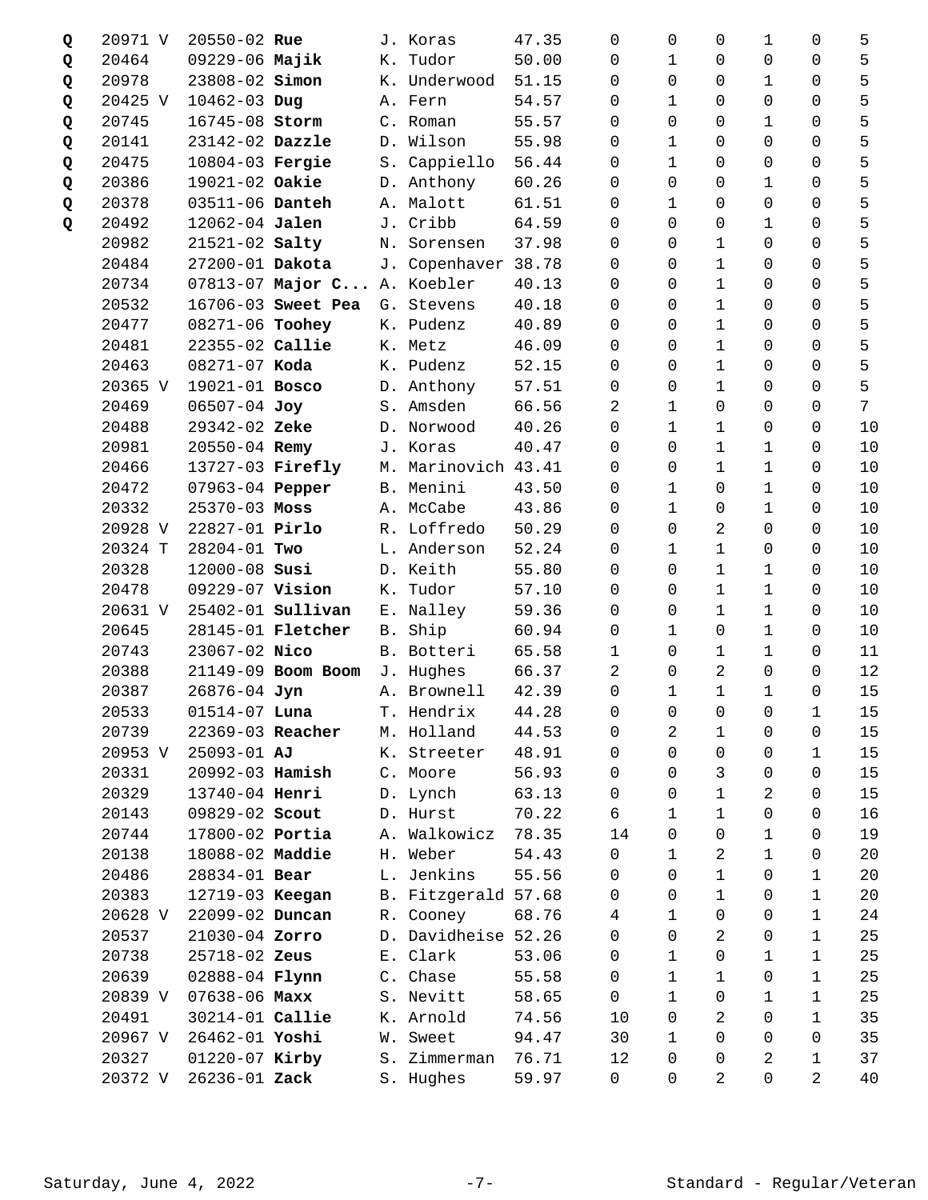| | | | | | | | | | | | |
|---|---|---|---|---|---|---|---|---|---|---|---|
| **Q** | 20971 V | 20550-02 **Rue** | J. Koras | 47.35 | 0 | 0 | 0 | 1 | 0 | 5 |
| **Q** | 20464 | 09229-06 **Majik** | K. Tudor | 50.00 | 0 | 1 | 0 | 0 | 0 | 5 |
| **Q** | 20978 | 23808-02 **Simon** | K. Underwood | 51.15 | 0 | 0 | 0 | 1 | 0 | 5 |
| **Q** | 20425 V | 10462-03 **Dug** | A. Fern | 54.57 | 0 | 1 | 0 | 0 | 0 | 5 |
| **Q** | 20745 | 16745-08 **Storm** | C. Roman | 55.57 | 0 | 0 | 0 | 1 | 0 | 5 |
| **Q** | 20141 | 23142-02 **Dazzle** | D. Wilson | 55.98 | 0 | 1 | 0 | 0 | 0 | 5 |
| **Q** | 20475 | 10804-03 **Fergie** | S. Cappiello | 56.44 | 0 | 1 | 0 | 0 | 0 | 5 |
| **Q** | 20386 | 19021-02 **Oakie** | D. Anthony | 60.26 | 0 | 0 | 0 | 1 | 0 | 5 |
| **Q** | 20378 | 03511-06 **Danteh** | A. Malott | 61.51 | 0 | 1 | 0 | 0 | 0 | 5 |
| **Q** | 20492 | 12062-04 **Jalen** | J. Cribb | 64.59 | 0 | 0 | 0 | 1 | 0 | 5 |
| | 20982 | 21521-02 **Salty** | N. Sorensen | 37.98 | 0 | 0 | 1 | 0 | 0 | 5 |
| | 20484 | 27200-01 **Dakota** | J. Copenhaver | 38.78 | 0 | 0 | 1 | 0 | 0 | 5 |
| | 20734 | 07813-07 **Major C...** | A. Koebler | 40.13 | 0 | 0 | 1 | 0 | 0 | 5 |
| | 20532 | 16706-03 **Sweet Pea** | G. Stevens | 40.18 | 0 | 0 | 1 | 0 | 0 | 5 |
| | 20477 | 08271-06 **Toohey** | K. Pudenz | 40.89 | 0 | 0 | 1 | 0 | 0 | 5 |
| | 20481 | 22355-02 **Callie** | K. Metz | 46.09 | 0 | 0 | 1 | 0 | 0 | 5 |
| | 20463 | 08271-07 **Koda** | K. Pudenz | 52.15 | 0 | 0 | 1 | 0 | 0 | 5 |
| | 20365 V | 19021-01 **Bosco** | D. Anthony | 57.51 | 0 | 0 | 1 | 0 | 0 | 5 |
| | 20469 | 06507-04 **Joy** | S. Amsden | 66.56 | 2 | 1 | 0 | 0 | 0 | 7 |
| | 20488 | 29342-02 **Zeke** | D. Norwood | 40.26 | 0 | 1 | 1 | 0 | 0 | 10 |
| | 20981 | 20550-04 **Remy** | J. Koras | 40.47 | 0 | 0 | 1 | 1 | 0 | 10 |
| | 20466 | 13727-03 **Firefly** | M. Marinovich | 43.41 | 0 | 0 | 1 | 1 | 0 | 10 |
| | 20472 | 07963-04 **Pepper** | B. Menini | 43.50 | 0 | 1 | 0 | 1 | 0 | 10 |
| | 20332 | 25370-03 **Moss** | A. McCabe | 43.86 | 0 | 1 | 0 | 1 | 0 | 10 |
| | 20928 V | 22827-01 **Pirlo** | R. Loffredo | 50.29 | 0 | 0 | 2 | 0 | 0 | 10 |
| | 20324 T | 28204-01 **Two** | L. Anderson | 52.24 | 0 | 1 | 1 | 0 | 0 | 10 |
| | 20328 | 12000-08 **Susi** | D. Keith | 55.80 | 0 | 0 | 1 | 1 | 0 | 10 |
| | 20478 | 09229-07 **Vision** | K. Tudor | 57.10 | 0 | 0 | 1 | 1 | 0 | 10 |
| | 20631 V | 25402-01 **Sullivan** | E. Nalley | 59.36 | 0 | 0 | 1 | 1 | 0 | 10 |
| | 20645 | 28145-01 **Fletcher** | B. Ship | 60.94 | 0 | 1 | 0 | 1 | 0 | 10 |
| | 20743 | 23067-02 **Nico** | B. Botteri | 65.58 | 1 | 0 | 1 | 1 | 0 | 11 |
| | 20388 | 21149-09 **Boom Boom** | J. Hughes | 66.37 | 2 | 0 | 2 | 0 | 0 | 12 |
| | 20387 | 26876-04 **Jyn** | A. Brownell | 42.39 | 0 | 1 | 1 | 1 | 0 | 15 |
| | 20533 | 01514-07 **Luna** | T. Hendrix | 44.28 | 0 | 0 | 0 | 0 | 1 | 15 |
| | 20739 | 22369-03 **Reacher** | M. Holland | 44.53 | 0 | 2 | 1 | 0 | 0 | 15 |
| | 20953 V | 25093-01 **AJ** | K. Streeter | 48.91 | 0 | 0 | 0 | 0 | 1 | 15 |
| | 20331 | 20992-03 **Hamish** | C. Moore | 56.93 | 0 | 0 | 3 | 0 | 0 | 15 |
| | 20329 | 13740-04 **Henri** | D. Lynch | 63.13 | 0 | 0 | 1 | 2 | 0 | 15 |
| | 20143 | 09829-02 **Scout** | D. Hurst | 70.22 | 6 | 1 | 1 | 0 | 0 | 16 |
| | 20744 | 17800-02 **Portia** | A. Walkowicz | 78.35 | 14 | 0 | 0 | 1 | 0 | 19 |
| | 20138 | 18088-02 **Maddie** | H. Weber | 54.43 | 0 | 1 | 2 | 1 | 0 | 20 |
| | 20486 | 28834-01 **Bear** | L. Jenkins | 55.56 | 0 | 0 | 1 | 0 | 1 | 20 |
| | 20383 | 12719-03 **Keegan** | B. Fitzgerald | 57.68 | 0 | 0 | 1 | 0 | 1 | 20 |
| | 20628 V | 22099-02 **Duncan** | R. Cooney | 68.76 | 4 | 1 | 0 | 0 | 1 | 24 |
| | 20537 | 21030-04 **Zorro** | D. Davidheise | 52.26 | 0 | 0 | 2 | 0 | 1 | 25 |
| | 20738 | 25718-02 **Zeus** | E. Clark | 53.06 | 0 | 1 | 0 | 1 | 1 | 25 |
| | 20639 | 02888-04 **Flynn** | C. Chase | 55.58 | 0 | 1 | 1 | 0 | 1 | 25 |
| | 20839 V | 07638-06 **Maxx** | S. Nevitt | 58.65 | 0 | 1 | 0 | 1 | 1 | 25 |
| | 20491 | 30214-01 **Callie** | K. Arnold | 74.56 | 10 | 0 | 2 | 0 | 1 | 35 |
| | 20967 V | 26462-01 **Yoshi** | W. Sweet | 94.47 | 30 | 1 | 0 | 0 | 0 | 35 |
| | 20327 | 01220-07 **Kirby** | S. Zimmerman | 76.71 | 12 | 0 | 0 | 2 | 1 | 37 |
| | 20372 V | 26236-01 **Zack** | S. Hughes | 59.97 | 0 | 0 | 2 | 0 | 2 | 40 |

Saturday, June 4, 2022 — Standard - Regular/Veteran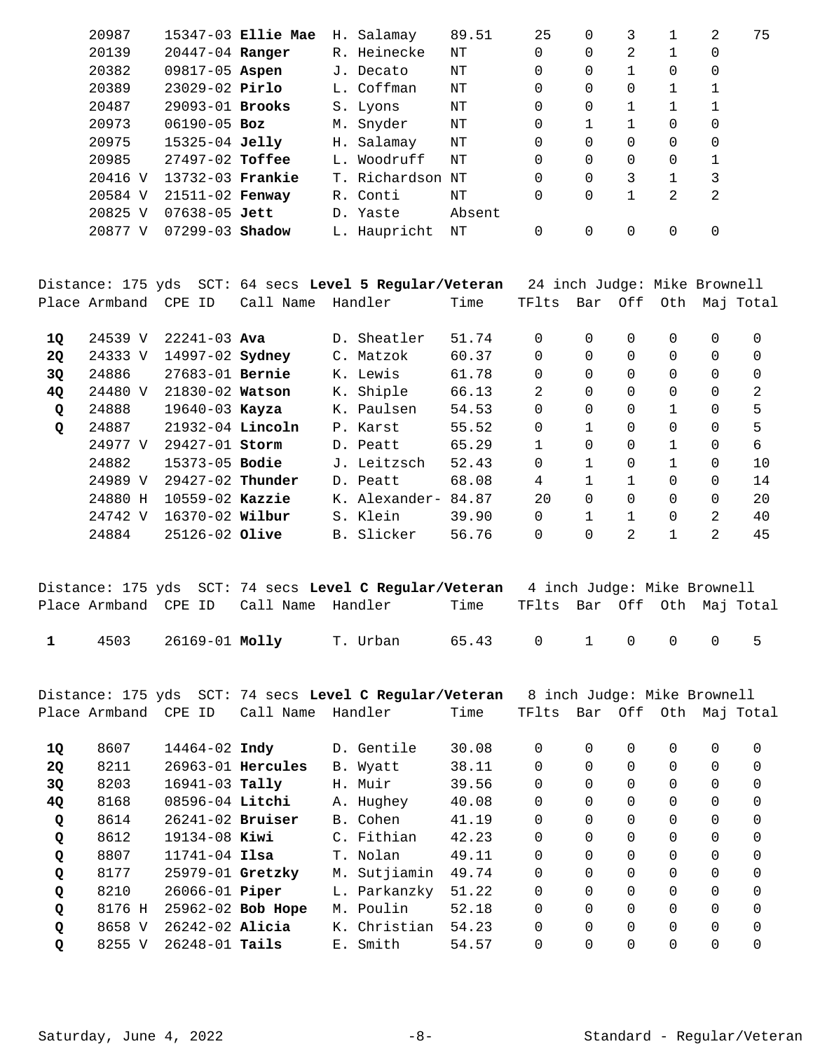| Place | Armband | CPE ID | Call Name | Handler | Time | TFlts | Bar | Off | Oth | Maj | Total |
|---|---|---|---|---|---|---|---|---|---|---|---|
| | 20987 | 15347-03 | **Ellie Mae** | H. Salamay | 89.51 | 25 | 0 | 3 | 1 | 2 | 75 |
| | 20139 | 20447-04 | **Ranger** | R. Heinecke | NT | 0 | 0 | 2 | 1 | 0 | |
| | 20382 | 09817-05 | **Aspen** | J. Decato | NT | 0 | 0 | 1 | 0 | 0 | |
| | 20389 | 23029-02 | **Pirlo** | L. Coffman | NT | 0 | 0 | 0 | 1 | 1 | |
| | 20487 | 29093-01 | **Brooks** | S. Lyons | NT | 0 | 0 | 1 | 1 | 1 | |
| | 20973 | 06190-05 | **Boz** | M. Snyder | NT | 0 | 1 | 1 | 0 | 0 | |
| | 20975 | 15325-04 | **Jelly** | H. Salamay | NT | 0 | 0 | 0 | 0 | 0 | |
| | 20985 | 27497-02 | **Toffee** | L. Woodruff | NT | 0 | 0 | 0 | 0 | 1 | |
| | 20416 V | 13732-03 | **Frankie** | T. Richardson | NT | 0 | 0 | 3 | 1 | 3 | |
| | 20584 V | 21511-02 | **Fenway** | R. Conti | NT | 0 | 0 | 1 | 2 | 2 | |
| | 20825 V | 07638-05 | **Jett** | D. Yaste | Absent | | | | | | |
| | 20877 V | 07299-03 | **Shadow** | L. Haupricht | NT | 0 | 0 | 0 | 0 | 0 | |

Distance: 175 yds SCT: 64 secs **Level 5 Regular/Veteran** 24 inch Judge: Mike Brownell

| Place | Armband | CPE ID | Call Name | Handler | Time | TFlts | Bar | Off | Oth | Maj | Total |
|---|---|---|---|---|---|---|---|---|---|---|---|
| **1Q** | 24539 V | 22241-03 | **Ava** | D. Sheatler | 51.74 | 0 | 0 | 0 | 0 | 0 | 0 |
| **2Q** | 24333 V | 14997-02 | **Sydney** | C. Matzok | 60.37 | 0 | 0 | 0 | 0 | 0 | 0 |
| **3Q** | 24886 | 27683-01 | **Bernie** | K. Lewis | 61.78 | 0 | 0 | 0 | 0 | 0 | 0 |
| **4Q** | 24480 V | 21830-02 | **Watson** | K. Shiple | 66.13 | 2 | 0 | 0 | 0 | 0 | 2 |
| **Q** | 24888 | 19640-03 | **Kayza** | K. Paulsen | 54.53 | 0 | 0 | 0 | 1 | 0 | 5 |
| **Q** | 24887 | 21932-04 | **Lincoln** | P. Karst | 55.52 | 0 | 1 | 0 | 0 | 0 | 5 |
| | 24977 V | 29427-01 | **Storm** | D. Peatt | 65.29 | 1 | 0 | 0 | 1 | 0 | 6 |
| | 24882 | 15373-05 | **Bodie** | J. Leitzsch | 52.43 | 0 | 1 | 0 | 1 | 0 | 10 |
| | 24989 V | 29427-02 | **Thunder** | D. Peatt | 68.08 | 4 | 1 | 1 | 0 | 0 | 14 |
| | 24880 H | 10559-02 | **Kazzie** | K. Alexander- | 84.87 | 20 | 0 | 0 | 0 | 0 | 20 |
| | 24742 V | 16370-02 | **Wilbur** | S. Klein | 39.90 | 0 | 1 | 1 | 0 | 2 | 40 |
| | 24884 | 25126-02 | **Olive** | B. Slicker | 56.76 | 0 | 0 | 2 | 1 | 2 | 45 |

Distance: 175 yds SCT: 74 secs **Level C Regular/Veteran** 4 inch Judge: Mike Brownell

| Place | Armband | CPE ID | Call Name | Handler | Time | TFlts | Bar | Off | Oth | Maj | Total |
|---|---|---|---|---|---|---|---|---|---|---|---|
| **1** | 4503 | 26169-01 | **Molly** | T. Urban | 65.43 | 0 | 1 | 0 | 0 | 0 | 5 |

Distance: 175 yds SCT: 74 secs **Level C Regular/Veteran** 8 inch Judge: Mike Brownell

| Place | Armband | CPE ID | Call Name | Handler | Time | TFlts | Bar | Off | Oth | Maj | Total |
|---|---|---|---|---|---|---|---|---|---|---|---|
| **1Q** | 8607 | 14464-02 | **Indy** | D. Gentile | 30.08 | 0 | 0 | 0 | 0 | 0 | 0 |
| **2Q** | 8211 | 26963-01 | **Hercules** | B. Wyatt | 38.11 | 0 | 0 | 0 | 0 | 0 | 0 |
| **3Q** | 8203 | 16941-03 | **Tally** | H. Muir | 39.56 | 0 | 0 | 0 | 0 | 0 | 0 |
| **4Q** | 8168 | 08596-04 | **Litchi** | A. Hughey | 40.08 | 0 | 0 | 0 | 0 | 0 | 0 |
| **Q** | 8614 | 26241-02 | **Bruiser** | B. Cohen | 41.19 | 0 | 0 | 0 | 0 | 0 | 0 |
| **Q** | 8612 | 19134-08 | **Kiwi** | C. Fithian | 42.23 | 0 | 0 | 0 | 0 | 0 | 0 |
| **Q** | 8807 | 11741-04 | **Ilsa** | T. Nolan | 49.11 | 0 | 0 | 0 | 0 | 0 | 0 |
| **Q** | 8177 | 25979-01 | **Gretzky** | M. Sutjiamin | 49.74 | 0 | 0 | 0 | 0 | 0 | 0 |
| **Q** | 8210 | 26066-01 | **Piper** | L. Parkanzky | 51.22 | 0 | 0 | 0 | 0 | 0 | 0 |
| **Q** | 8176 H | 25962-02 | **Bob Hope** | M. Poulin | 52.18 | 0 | 0 | 0 | 0 | 0 | 0 |
| **Q** | 8658 V | 26242-02 | **Alicia** | K. Christian | 54.23 | 0 | 0 | 0 | 0 | 0 | 0 |
| **Q** | 8255 V | 26248-01 | **Tails** | E. Smith | 54.57 | 0 | 0 | 0 | 0 | 0 | 0 |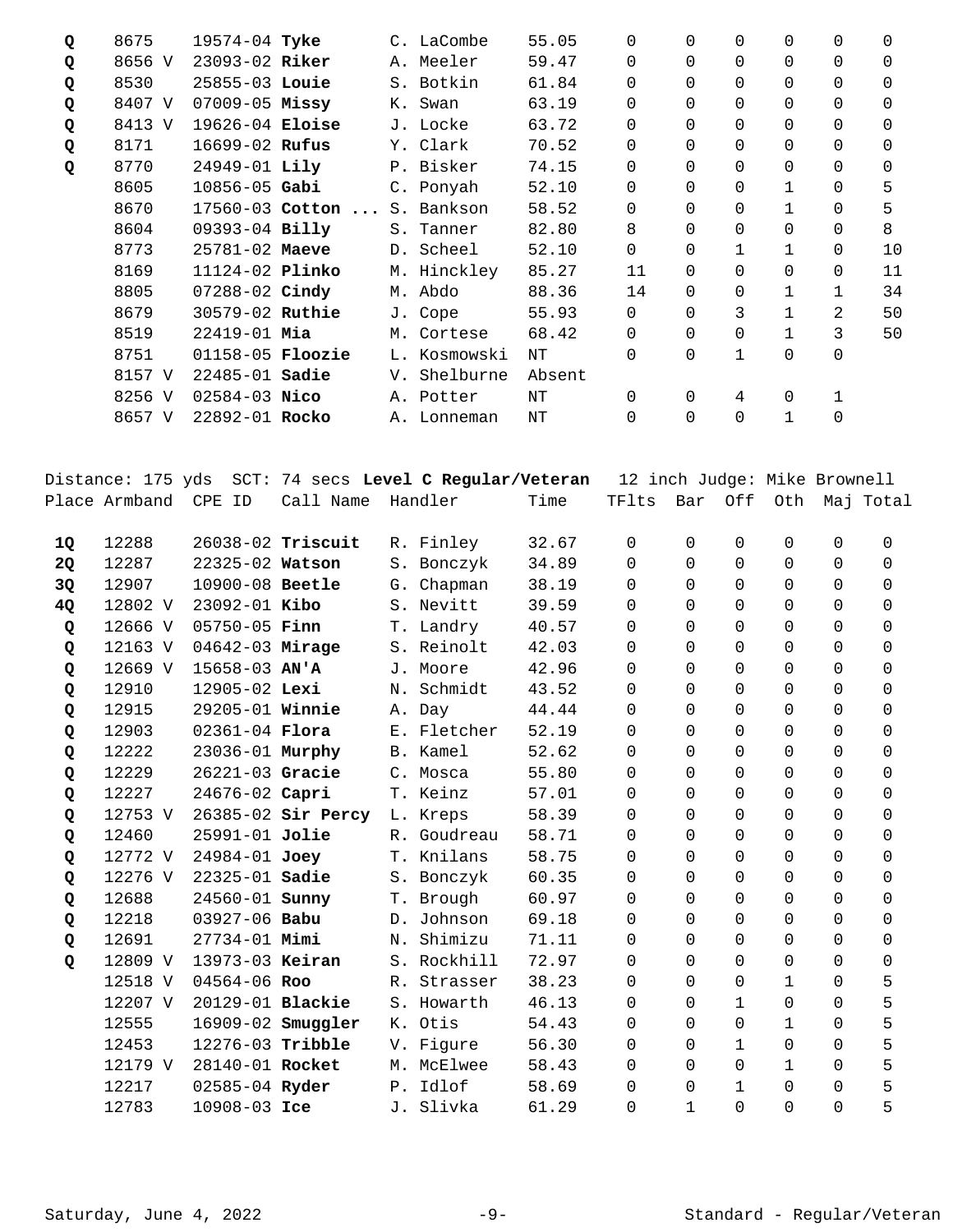| Place | Armband | CPE ID | Call Name | Handler | Time | TFlts | Bar | Off | Oth | Maj | Total |
|---|---|---|---|---|---|---|---|---|---|---|---|
| **Q** | 8675 | 19574-04 | **Tyke** | C. LaCombe | 55.05 | 0 | 0 | 0 | 0 | 0 | 0 |
| **Q** | 8656 V | 23093-02 | **Riker** | A. Meeler | 59.47 | 0 | 0 | 0 | 0 | 0 | 0 |
| **Q** | 8530 | 25855-03 | **Louie** | S. Botkin | 61.84 | 0 | 0 | 0 | 0 | 0 | 0 |
| **Q** | 8407 V | 07009-05 | **Missy** | K. Swan | 63.19 | 0 | 0 | 0 | 0 | 0 | 0 |
| **Q** | 8413 V | 19626-04 | **Eloise** | J. Locke | 63.72 | 0 | 0 | 0 | 0 | 0 | 0 |
| **Q** | 8171 | 16699-02 | **Rufus** | Y. Clark | 70.52 | 0 | 0 | 0 | 0 | 0 | 0 |
| **Q** | 8770 | 24949-01 | **Lily** | P. Bisker | 74.15 | 0 | 0 | 0 | 0 | 0 | 0 |
| | 8605 | 10856-05 | **Gabi** | C. Ponyah | 52.10 | 0 | 0 | 0 | 1 | 0 | 5 |
| | 8670 | 17560-03 | **Cotton ...** | S. Bankson | 58.52 | 0 | 0 | 0 | 1 | 0 | 5 |
| | 8604 | 09393-04 | **Billy** | S. Tanner | 82.80 | 8 | 0 | 0 | 0 | 0 | 8 |
| | 8773 | 25781-02 | **Maeve** | D. Scheel | 52.10 | 0 | 0 | 1 | 1 | 0 | 10 |
| | 8169 | 11124-02 | **Plinko** | M. Hinckley | 85.27 | 11 | 0 | 0 | 0 | 0 | 11 |
| | 8805 | 07288-02 | **Cindy** | M. Abdo | 88.36 | 14 | 0 | 0 | 1 | 1 | 34 |
| | 8679 | 30579-02 | **Ruthie** | J. Cope | 55.93 | 0 | 0 | 3 | 1 | 2 | 50 |
| | 8519 | 22419-01 | **Mia** | M. Cortese | 68.42 | 0 | 0 | 0 | 1 | 3 | 50 |
| | 8751 | 01158-05 | **Floozie** | L. Kosmowski | NT | 0 | 0 | 1 | 0 | 0 | |
| | 8157 V | 22485-01 | **Sadie** | V. Shelburne | Absent | | | | | | |
| | 8256 V | 02584-03 | **Nico** | A. Potter | NT | 0 | 0 | 4 | 0 | 1 | |
| | 8657 V | 22892-01 | **Rocko** | A. Lonneman | NT | 0 | 0 | 0 | 1 | 0 | |

Distance: 175 yds SCT: 74 secs **Level C Regular/Veteran** 12 inch Judge: Mike Brownell

| Place | Armband | CPE ID | Call Name | Handler | Time | TFlts | Bar | Off | Oth | Maj | Total |
|---|---|---|---|---|---|---|---|---|---|---|---|
| **1Q** | 12288 | 26038-02 | **Triscuit** | R. Finley | 32.67 | 0 | 0 | 0 | 0 | 0 | 0 |
| **2Q** | 12287 | 22325-02 | **Watson** | S. Bonczyk | 34.89 | 0 | 0 | 0 | 0 | 0 | 0 |
| **3Q** | 12907 | 10900-08 | **Beetle** | G. Chapman | 38.19 | 0 | 0 | 0 | 0 | 0 | 0 |
| **4Q** | 12802 V | 23092-01 | **Kibo** | S. Nevitt | 39.59 | 0 | 0 | 0 | 0 | 0 | 0 |
| **Q** | 12666 V | 05750-05 | **Finn** | T. Landry | 40.57 | 0 | 0 | 0 | 0 | 0 | 0 |
| **Q** | 12163 V | 04642-03 | **Mirage** | S. Reinolt | 42.03 | 0 | 0 | 0 | 0 | 0 | 0 |
| **Q** | 12669 V | 15658-03 | **AN'A** | J. Moore | 42.96 | 0 | 0 | 0 | 0 | 0 | 0 |
| **Q** | 12910 | 12905-02 | **Lexi** | N. Schmidt | 43.52 | 0 | 0 | 0 | 0 | 0 | 0 |
| **Q** | 12915 | 29205-01 | **Winnie** | A. Day | 44.44 | 0 | 0 | 0 | 0 | 0 | 0 |
| **Q** | 12903 | 02361-04 | **Flora** | E. Fletcher | 52.19 | 0 | 0 | 0 | 0 | 0 | 0 |
| **Q** | 12222 | 23036-01 | **Murphy** | B. Kamel | 52.62 | 0 | 0 | 0 | 0 | 0 | 0 |
| **Q** | 12229 | 26221-03 | **Gracie** | C. Mosca | 55.80 | 0 | 0 | 0 | 0 | 0 | 0 |
| **Q** | 12227 | 24676-02 | **Capri** | T. Keinz | 57.01 | 0 | 0 | 0 | 0 | 0 | 0 |
| **Q** | 12753 V | 26385-02 | **Sir Percy** | L. Kreps | 58.39 | 0 | 0 | 0 | 0 | 0 | 0 |
| **Q** | 12460 | 25991-01 | **Jolie** | R. Goudreau | 58.71 | 0 | 0 | 0 | 0 | 0 | 0 |
| **Q** | 12772 V | 24984-01 | **Joey** | T. Knilans | 58.75 | 0 | 0 | 0 | 0 | 0 | 0 |
| **Q** | 12276 V | 22325-01 | **Sadie** | S. Bonczyk | 60.35 | 0 | 0 | 0 | 0 | 0 | 0 |
| **Q** | 12688 | 24560-01 | **Sunny** | T. Brough | 60.97 | 0 | 0 | 0 | 0 | 0 | 0 |
| **Q** | 12218 | 03927-06 | **Babu** | D. Johnson | 69.18 | 0 | 0 | 0 | 0 | 0 | 0 |
| **Q** | 12691 | 27734-01 | **Mimi** | N. Shimizu | 71.11 | 0 | 0 | 0 | 0 | 0 | 0 |
| **Q** | 12809 V | 13973-03 | **Keiran** | S. Rockhill | 72.97 | 0 | 0 | 0 | 0 | 0 | 0 |
| | 12518 V | 04564-06 | **Roo** | R. Strasser | 38.23 | 0 | 0 | 0 | 1 | 0 | 5 |
| | 12207 V | 20129-01 | **Blackie** | S. Howarth | 46.13 | 0 | 0 | 1 | 0 | 0 | 5 |
| | 12555 | 16909-02 | **Smuggler** | K. Otis | 54.43 | 0 | 0 | 0 | 1 | 0 | 5 |
| | 12453 | 12276-03 | **Tribble** | V. Figure | 56.30 | 0 | 0 | 1 | 0 | 0 | 5 |
| | 12179 V | 28140-01 | **Rocket** | M. McElwee | 58.43 | 0 | 0 | 0 | 1 | 0 | 5 |
| | 12217 | 02585-04 | **Ryder** | P. Idlof | 58.69 | 0 | 0 | 1 | 0 | 0 | 5 |
| | 12783 | 10908-03 | **Ice** | J. Slivka | 61.29 | 0 | 1 | 0 | 0 | 0 | 5 |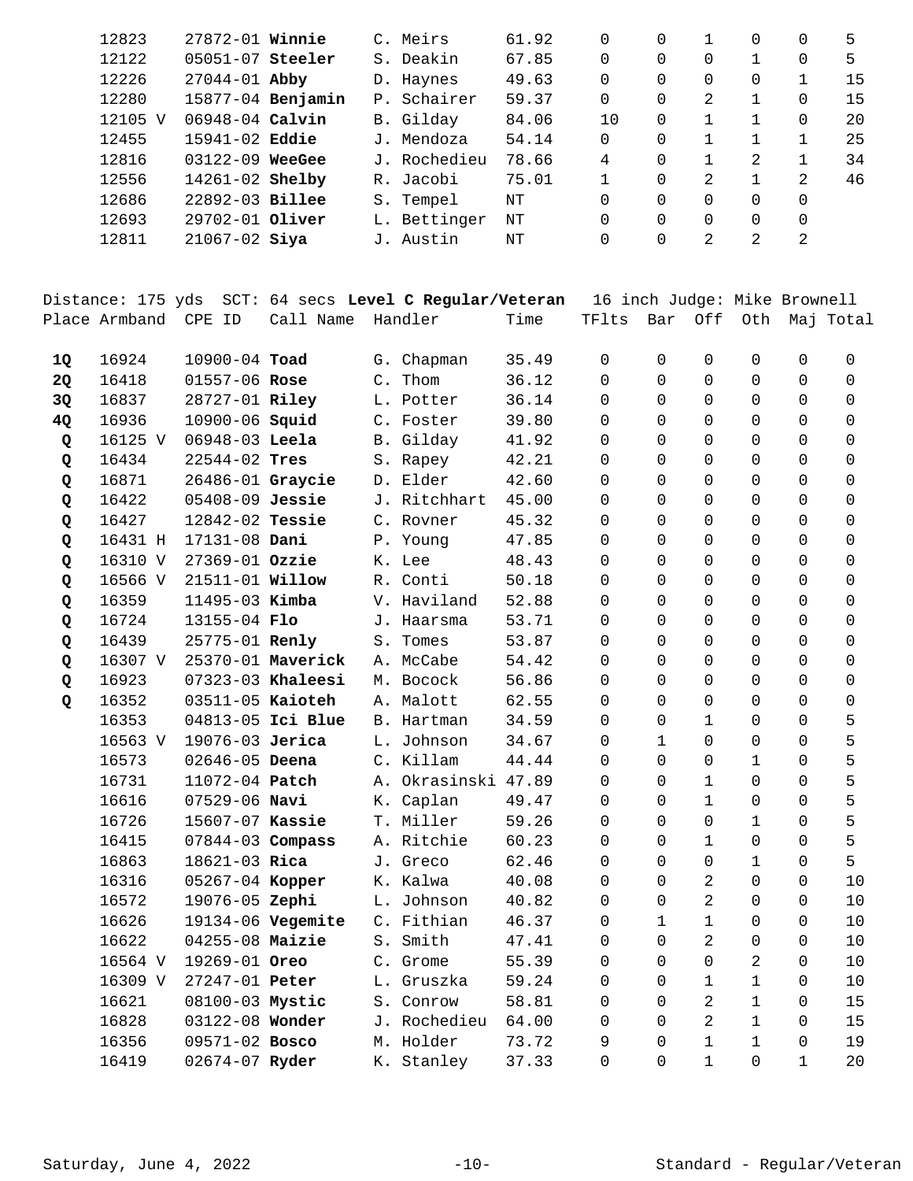| Place | Armband | CPE ID | Call Name | Handler | Time | TFlts | Bar | Off | Oth | Maj | Total |
|---|---|---|---|---|---|---|---|---|---|---|---|
| | 12823 | 27872-01 | **Winnie** | C. Meirs | 61.92 | 0 | 0 | 1 | 0 | 0 | 5 |
| | 12122 | 05051-07 | **Steeler** | S. Deakin | 67.85 | 0 | 0 | 0 | 1 | 0 | 5 |
| | 12226 | 27044-01 | **Abby** | D. Haynes | 49.63 | 0 | 0 | 0 | 0 | 1 | 15 |
| | 12280 | 15877-04 | **Benjamin** | P. Schairer | 59.37 | 0 | 0 | 2 | 1 | 0 | 15 |
| | 12105 V | 06948-04 | **Calvin** | B. Gilday | 84.06 | 10 | 0 | 1 | 1 | 0 | 20 |
| | 12455 | 15941-02 | **Eddie** | J. Mendoza | 54.14 | 0 | 0 | 1 | 1 | 1 | 25 |
| | 12816 | 03122-09 | **WeeGee** | J. Rochedieu | 78.66 | 4 | 0 | 1 | 2 | 1 | 34 |
| | 12556 | 14261-02 | **Shelby** | R. Jacobi | 75.01 | 1 | 0 | 2 | 1 | 2 | 46 |
| | 12686 | 22892-03 | **Billee** | S. Tempel | NT | 0 | 0 | 0 | 0 | 0 | |
| | 12693 | 29702-01 | **Oliver** | L. Bettinger | NT | 0 | 0 | 0 | 0 | 0 | |
| | 12811 | 21067-02 | **Siya** | J. Austin | NT | 0 | 0 | 2 | 2 | 2 | |

Distance: 175 yds SCT: 64 secs **Level C Regular/Veteran** 16 inch Judge: Mike Brownell

| Place | Armband | CPE ID | Call Name | Handler | Time | TFlts | Bar | Off | Oth | Maj | Total |
|---|---|---|---|---|---|---|---|---|---|---|---|
| **1Q** | 16924 | 10900-04 | **Toad** | G. Chapman | 35.49 | 0 | 0 | 0 | 0 | 0 | 0 |
| **2Q** | 16418 | 01557-06 | **Rose** | C. Thom | 36.12 | 0 | 0 | 0 | 0 | 0 | 0 |
| **3Q** | 16837 | 28727-01 | **Riley** | L. Potter | 36.14 | 0 | 0 | 0 | 0 | 0 | 0 |
| **4Q** | 16936 | 10900-06 | **Squid** | C. Foster | 39.80 | 0 | 0 | 0 | 0 | 0 | 0 |
| **Q** | 16125 V | 06948-03 | **Leela** | B. Gilday | 41.92 | 0 | 0 | 0 | 0 | 0 | 0 |
| **Q** | 16434 | 22544-02 | **Tres** | S. Rapey | 42.21 | 0 | 0 | 0 | 0 | 0 | 0 |
| **Q** | 16871 | 26486-01 | **Graycie** | D. Elder | 42.60 | 0 | 0 | 0 | 0 | 0 | 0 |
| **Q** | 16422 | 05408-09 | **Jessie** | J. Ritchhart | 45.00 | 0 | 0 | 0 | 0 | 0 | 0 |
| **Q** | 16427 | 12842-02 | **Tessie** | C. Rovner | 45.32 | 0 | 0 | 0 | 0 | 0 | 0 |
| **Q** | 16431 H | 17131-08 | **Dani** | P. Young | 47.85 | 0 | 0 | 0 | 0 | 0 | 0 |
| **Q** | 16310 V | 27369-01 | **Ozzie** | K. Lee | 48.43 | 0 | 0 | 0 | 0 | 0 | 0 |
| **Q** | 16566 V | 21511-01 | **Willow** | R. Conti | 50.18 | 0 | 0 | 0 | 0 | 0 | 0 |
| **Q** | 16359 | 11495-03 | **Kimba** | V. Haviland | 52.88 | 0 | 0 | 0 | 0 | 0 | 0 |
| **Q** | 16724 | 13155-04 | **Flo** | J. Haarsma | 53.71 | 0 | 0 | 0 | 0 | 0 | 0 |
| **Q** | 16439 | 25775-01 | **Renly** | S. Tomes | 53.87 | 0 | 0 | 0 | 0 | 0 | 0 |
| **Q** | 16307 V | 25370-01 | **Maverick** | A. McCabe | 54.42 | 0 | 0 | 0 | 0 | 0 | 0 |
| **Q** | 16923 | 07323-03 | **Khaleesi** | M. Bocock | 56.86 | 0 | 0 | 0 | 0 | 0 | 0 |
| **Q** | 16352 | 03511-05 | **Kaioteh** | A. Malott | 62.55 | 0 | 0 | 0 | 0 | 0 | 0 |
| | 16353 | 04813-05 | **Ici Blue** | B. Hartman | 34.59 | 0 | 0 | 1 | 0 | 0 | 5 |
| | 16563 V | 19076-03 | **Jerica** | L. Johnson | 34.67 | 0 | 1 | 0 | 0 | 0 | 5 |
| | 16573 | 02646-05 | **Deena** | C. Killam | 44.44 | 0 | 0 | 0 | 1 | 0 | 5 |
| | 16731 | 11072-04 | **Patch** | A. Okrasinski | 47.89 | 0 | 0 | 1 | 0 | 0 | 5 |
| | 16616 | 07529-06 | **Navi** | K. Caplan | 49.47 | 0 | 0 | 1 | 0 | 0 | 5 |
| | 16726 | 15607-07 | **Kassie** | T. Miller | 59.26 | 0 | 0 | 0 | 1 | 0 | 5 |
| | 16415 | 07844-03 | **Compass** | A. Ritchie | 60.23 | 0 | 0 | 1 | 0 | 0 | 5 |
| | 16863 | 18621-03 | **Rica** | J. Greco | 62.46 | 0 | 0 | 0 | 1 | 0 | 5 |
| | 16316 | 05267-04 | **Kopper** | K. Kalwa | 40.08 | 0 | 0 | 2 | 0 | 0 | 10 |
| | 16572 | 19076-05 | **Zephi** | L. Johnson | 40.82 | 0 | 0 | 2 | 0 | 0 | 10 |
| | 16626 | 19134-06 | **Vegemite** | C. Fithian | 46.37 | 0 | 1 | 1 | 0 | 0 | 10 |
| | 16622 | 04255-08 | **Maizie** | S. Smith | 47.41 | 0 | 0 | 2 | 0 | 0 | 10 |
| | 16564 V | 19269-01 | **Oreo** | C. Grome | 55.39 | 0 | 0 | 0 | 2 | 0 | 10 |
| | 16309 V | 27247-01 | **Peter** | L. Gruszka | 59.24 | 0 | 0 | 1 | 1 | 0 | 10 |
| | 16621 | 08100-03 | **Mystic** | S. Conrow | 58.81 | 0 | 0 | 2 | 1 | 0 | 15 |
| | 16828 | 03122-08 | **Wonder** | J. Rochedieu | 64.00 | 0 | 0 | 2 | 1 | 0 | 15 |
| | 16356 | 09571-02 | **Bosco** | M. Holder | 73.72 | 9 | 0 | 1 | 1 | 0 | 19 |
| | 16419 | 02674-07 | **Ryder** | K. Stanley | 37.33 | 0 | 0 | 1 | 0 | 1 | 20 |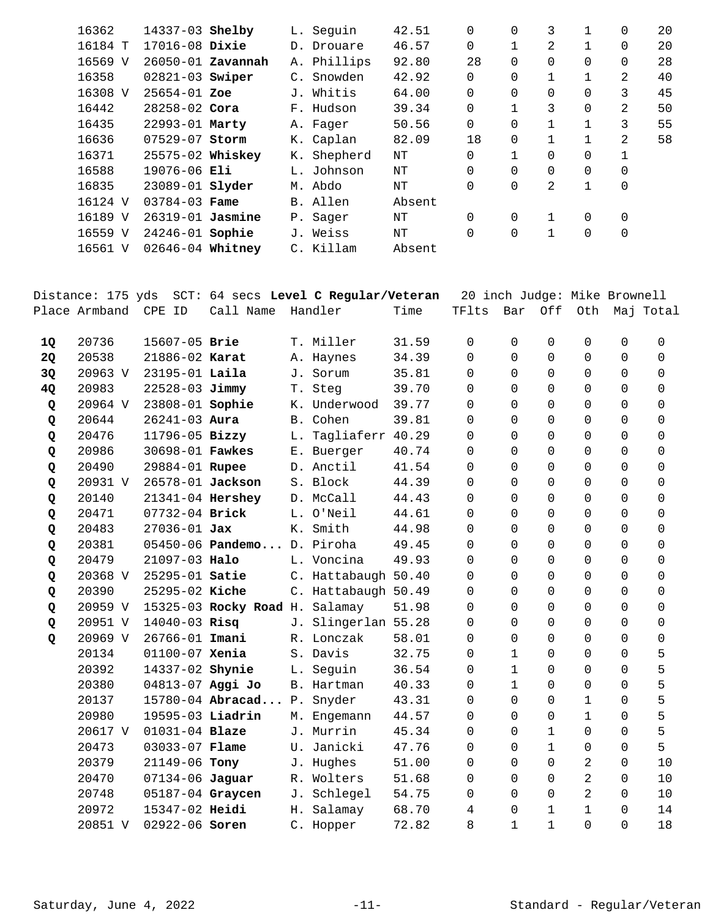| Place | Armband | CPE ID | Call Name | Handler | Time | TFlts | Bar | Off | Oth | Maj | Total |
|---|---|---|---|---|---|---|---|---|---|---|---|
| | 16362 | 14337-03 | **Shelby** | L. Seguin | 42.51 | 0 | 0 | 3 | 1 | 0 | 20 |
| | 16184 T | 17016-08 | **Dixie** | D. Drouare | 46.57 | 0 | 1 | 2 | 1 | 0 | 20 |
| | 16569 V | 26050-01 | **Zavannah** | A. Phillips | 92.80 | 28 | 0 | 0 | 0 | 0 | 28 |
| | 16358 | 02821-03 | **Swiper** | C. Snowden | 42.92 | 0 | 0 | 1 | 1 | 2 | 40 |
| | 16308 V | 25654-01 | **Zoe** | J. Whitis | 64.00 | 0 | 0 | 0 | 0 | 3 | 45 |
| | 16442 | 28258-02 | **Cora** | F. Hudson | 39.34 | 0 | 1 | 3 | 0 | 2 | 50 |
| | 16435 | 22993-01 | **Marty** | A. Fager | 50.56 | 0 | 0 | 1 | 1 | 3 | 55 |
| | 16636 | 07529-07 | **Storm** | K. Caplan | 82.09 | 18 | 0 | 1 | 1 | 2 | 58 |
| | 16371 | 25575-02 | **Whiskey** | K. Shepherd | NT | 0 | 1 | 0 | 0 | 1 | |
| | 16588 | 19076-06 | **Eli** | L. Johnson | NT | 0 | 0 | 0 | 0 | 0 | |
| | 16835 | 23089-01 | **Slyder** | M. Abdo | NT | 0 | 0 | 2 | 1 | 0 | |
| | 16124 V | 03784-03 | **Fame** | B. Allen | Absent | | | | | | |
| | 16189 V | 26319-01 | **Jasmine** | P. Sager | NT | 0 | 0 | 1 | 0 | 0 | |
| | 16559 V | 24246-01 | **Sophie** | J. Weiss | NT | 0 | 0 | 1 | 0 | 0 | |
| | 16561 V | 02646-04 | **Whitney** | C. Killam | Absent | | | | | | |

Distance: 175 yds SCT: 64 secs **Level C Regular/Veteran** 20 inch Judge: Mike Brownell

| Place | Armband | CPE ID | Call Name | Handler | Time | TFlts | Bar | Off | Oth | Maj | Total |
|---|---|---|---|---|---|---|---|---|---|---|---|
| **1Q** | 20736 | 15607-05 | **Brie** | T. Miller | 31.59 | 0 | 0 | 0 | 0 | 0 | 0 |
| **2Q** | 20538 | 21886-02 | **Karat** | A. Haynes | 34.39 | 0 | 0 | 0 | 0 | 0 | 0 |
| **3Q** | 20963 V | 23195-01 | **Laila** | J. Sorum | 35.81 | 0 | 0 | 0 | 0 | 0 | 0 |
| **4Q** | 20983 | 22528-03 | **Jimmy** | T. Steg | 39.70 | 0 | 0 | 0 | 0 | 0 | 0 |
| **Q** | 20964 V | 23808-01 | **Sophie** | K. Underwood | 39.77 | 0 | 0 | 0 | 0 | 0 | 0 |
| **Q** | 20644 | 26241-03 | **Aura** | B. Cohen | 39.81 | 0 | 0 | 0 | 0 | 0 | 0 |
| **Q** | 20476 | 11796-05 | **Bizzy** | L. Tagliaferr | 40.29 | 0 | 0 | 0 | 0 | 0 | 0 |
| **Q** | 20986 | 30698-01 | **Fawkes** | E. Buerger | 40.74 | 0 | 0 | 0 | 0 | 0 | 0 |
| **Q** | 20490 | 29884-01 | **Rupee** | D. Anctil | 41.54 | 0 | 0 | 0 | 0 | 0 | 0 |
| **Q** | 20931 V | 26578-01 | **Jackson** | S. Block | 44.39 | 0 | 0 | 0 | 0 | 0 | 0 |
| **Q** | 20140 | 21341-04 | **Hershey** | D. McCall | 44.43 | 0 | 0 | 0 | 0 | 0 | 0 |
| **Q** | 20471 | 07732-04 | **Brick** | L. O'Neil | 44.61 | 0 | 0 | 0 | 0 | 0 | 0 |
| **Q** | 20483 | 27036-01 | **Jax** | K. Smith | 44.98 | 0 | 0 | 0 | 0 | 0 | 0 |
| **Q** | 20381 | 05450-06 | **Pandemo...** | D. Piroha | 49.45 | 0 | 0 | 0 | 0 | 0 | 0 |
| **Q** | 20479 | 21097-03 | **Halo** | L. Voncina | 49.93 | 0 | 0 | 0 | 0 | 0 | 0 |
| **Q** | 20368 V | 25295-01 | **Satie** | C. Hattabaugh | 50.40 | 0 | 0 | 0 | 0 | 0 | 0 |
| **Q** | 20390 | 25295-02 | **Kiche** | C. Hattabaugh | 50.49 | 0 | 0 | 0 | 0 | 0 | 0 |
| **Q** | 20959 V | 15325-03 | **Rocky Road** | H. Salamay | 51.98 | 0 | 0 | 0 | 0 | 0 | 0 |
| **Q** | 20951 V | 14040-03 | **Risq** | J. Slingerlan | 55.28 | 0 | 0 | 0 | 0 | 0 | 0 |
| **Q** | 20969 V | 26766-01 | **Imani** | R. Lonczak | 58.01 | 0 | 0 | 0 | 0 | 0 | 0 |
| | 20134 | 01100-07 | **Xenia** | S. Davis | 32.75 | 0 | 1 | 0 | 0 | 0 | 5 |
| | 20392 | 14337-02 | **Shynie** | L. Seguin | 36.54 | 0 | 1 | 0 | 0 | 0 | 5 |
| | 20380 | 04813-07 | **Aggi Jo** | B. Hartman | 40.33 | 0 | 1 | 0 | 0 | 0 | 5 |
| | 20137 | 15780-04 | **Abracad...** | P. Snyder | 43.31 | 0 | 0 | 0 | 1 | 0 | 5 |
| | 20980 | 19595-03 | **Liadrin** | M. Engemann | 44.57 | 0 | 0 | 0 | 1 | 0 | 5 |
| | 20617 V | 01031-04 | **Blaze** | J. Murrin | 45.34 | 0 | 0 | 1 | 0 | 0 | 5 |
| | 20473 | 03033-07 | **Flame** | U. Janicki | 47.76 | 0 | 0 | 1 | 0 | 0 | 5 |
| | 20379 | 21149-06 | **Tony** | J. Hughes | 51.00 | 0 | 0 | 0 | 2 | 0 | 10 |
| | 20470 | 07134-06 | **Jaguar** | R. Wolters | 51.68 | 0 | 0 | 0 | 2 | 0 | 10 |
| | 20748 | 05187-04 | **Graycen** | J. Schlegel | 54.75 | 0 | 0 | 0 | 2 | 0 | 10 |
| | 20972 | 15347-02 | **Heidi** | H. Salamay | 68.70 | 4 | 0 | 1 | 1 | 0 | 14 |
| | 20851 V | 02922-06 | **Soren** | C. Hopper | 72.82 | 8 | 1 | 1 | 0 | 0 | 18 |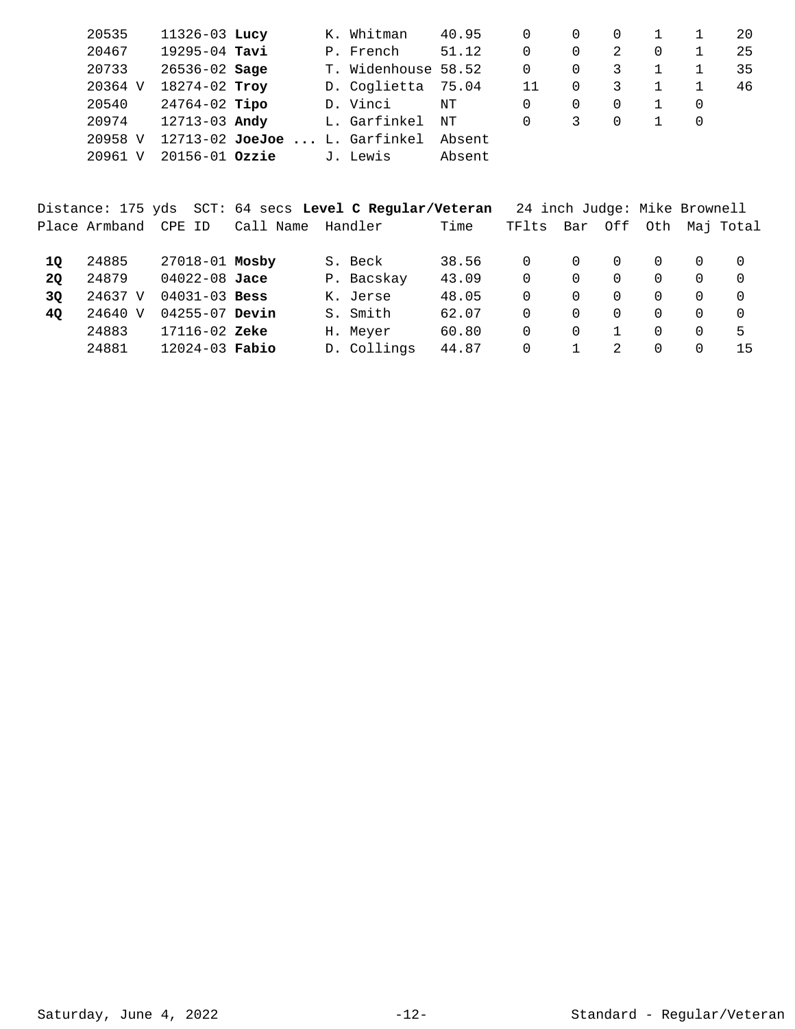| Place | Armband | CPE ID | Call Name | Handler | Time | TFlts | Bar | Off | Oth | Maj | Total |
|---|---|---|---|---|---|---|---|---|---|---|---|
| | 20535 | 11326-03 | **Lucy** | K. Whitman | 40.95 | 0 | 0 | 0 | 1 | 1 | 20 |
| | 20467 | 19295-04 | **Tavi** | P. French | 51.12 | 0 | 0 | 2 | 0 | 1 | 25 |
| | 20733 | 26536-02 | **Sage** | T. Widenhouse | 58.52 | 0 | 0 | 3 | 1 | 1 | 35 |
| | 20364 V | 18274-02 | **Troy** | D. Coglietta | 75.04 | 11 | 0 | 3 | 1 | 1 | 46 |
| | 20540 | 24764-02 | **Tipo** | D. Vinci | NT | 0 | 0 | 0 | 1 | 0 | |
| | 20974 | 12713-03 | **Andy** | L. Garfinkel | NT | 0 | 3 | 0 | 1 | 0 | |
| | 20958 V | 12713-02 | **JoeJoe ...** | L. Garfinkel | Absent | | | | | | |
| | 20961 V | 20156-01 | **Ozzie** | J. Lewis | Absent | | | | | | |

Distance: 175 yds SCT: 64 secs **Level C Regular/Veteran** 24 inch Judge: Mike Brownell

| Place | Armband | CPE ID | Call Name | Handler | Time | TFlts | Bar | Off | Oth | Maj | Total |
|---|---|---|---|---|---|---|---|---|---|---|---|
| **1Q** | 24885 | 27018-01 | **Mosby** | S. Beck | 38.56 | 0 | 0 | 0 | 0 | 0 | 0 |
| **2Q** | 24879 | 04022-08 | **Jace** | P. Bacskay | 43.09 | 0 | 0 | 0 | 0 | 0 | 0 |
| **3Q** | 24637 V | 04031-03 | **Bess** | K. Jerse | 48.05 | 0 | 0 | 0 | 0 | 0 | 0 |
| **4Q** | 24640 V | 04255-07 | **Devin** | S. Smith | 62.07 | 0 | 0 | 0 | 0 | 0 | 0 |
| | 24883 | 17116-02 | **Zeke** | H. Meyer | 60.80 | 0 | 0 | 1 | 0 | 0 | 5 |
| | 24881 | 12024-03 | **Fabio** | D. Collings | 44.87 | 0 | 1 | 2 | 0 | 0 | 15 |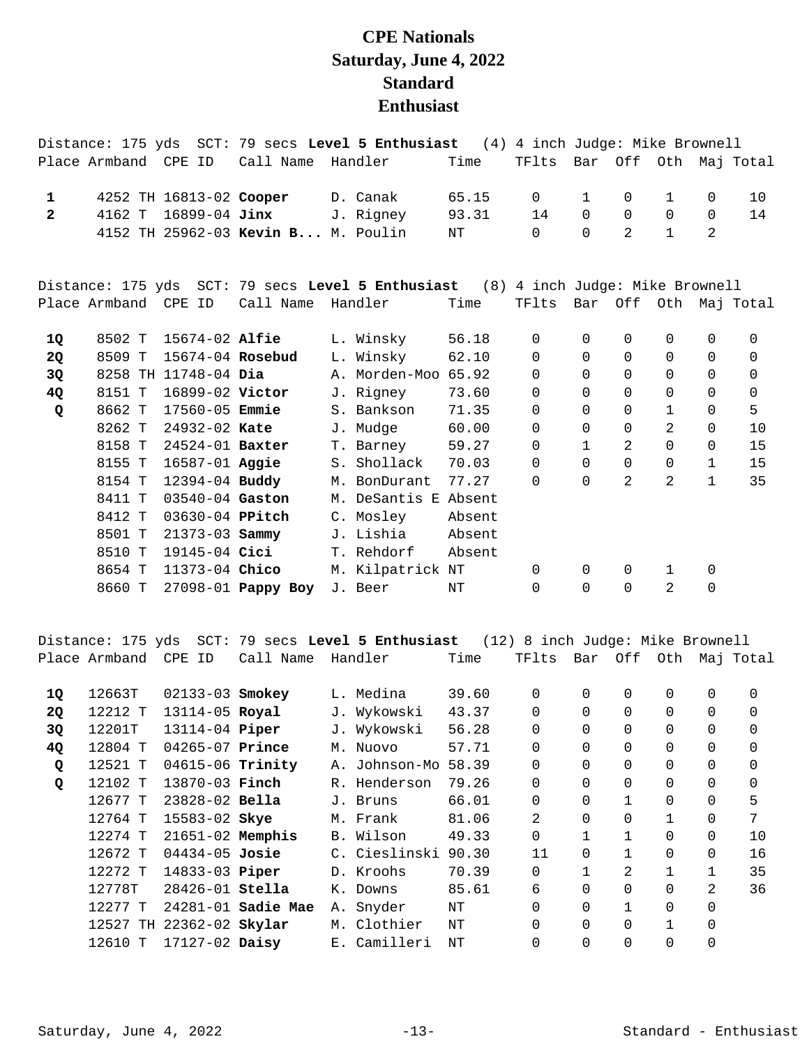# CPE Nationals
# Saturday, June 4, 2022
# Standard
# Enthusiast

Distance: 175 yds SCT: 79 secs **Level 5 Enthusiast** (4) 4 inch Judge: Mike Brownell

| Place | Armband | CPE ID | Call Name | Handler | Time | TFlts | Bar | Off | Oth | Maj | Total |
|---|---|---|---|---|---|---|---|---|---|---|---|
| 1 | 4252 TH | 16813-02 | **Cooper** | D. Canak | 65.15 | 0 | 1 | 0 | 1 | 0 | 10 |
| 2 | 4162 T | 16899-04 | **Jinx** | J. Rigney | 93.31 | 14 | 0 | 0 | 0 | 0 | 14 |
| | 4152 TH | 25962-03 | **Kevin B...** | M. Poulin | NT | 0 | 0 | 2 | 1 | 2 | |

Distance: 175 yds SCT: 79 secs **Level 5 Enthusiast** (8) 4 inch Judge: Mike Brownell

| Place | Armband | CPE ID | Call Name | Handler | Time | TFlts | Bar | Off | Oth | Maj | Total |
|---|---|---|---|---|---|---|---|---|---|---|---|
| 1Q | 8502 T | 15674-02 | **Alfie** | L. Winsky | 56.18 | 0 | 0 | 0 | 0 | 0 | 0 |
| 2Q | 8509 T | 15674-04 | **Rosebud** | L. Winsky | 62.10 | 0 | 0 | 0 | 0 | 0 | 0 |
| 3Q | 8258 TH | 11748-04 | **Dia** | A. Morden-Moo | 65.92 | 0 | 0 | 0 | 0 | 0 | 0 |
| 4Q | 8151 T | 16899-02 | **Victor** | J. Rigney | 73.60 | 0 | 0 | 0 | 0 | 0 | 0 |
| Q | 8662 T | 17560-05 | **Emmie** | S. Bankson | 71.35 | 0 | 0 | 0 | 1 | 0 | 5 |
| | 8262 T | 24932-02 | **Kate** | J. Mudge | 60.00 | 0 | 0 | 0 | 2 | 0 | 10 |
| | 8158 T | 24524-01 | **Baxter** | T. Barney | 59.27 | 0 | 1 | 2 | 0 | 0 | 15 |
| | 8155 T | 16587-01 | **Aggie** | S. Shollack | 70.03 | 0 | 0 | 0 | 0 | 1 | 15 |
| | 8154 T | 12394-04 | **Buddy** | M. BonDurant | 77.27 | 0 | 0 | 2 | 2 | 1 | 35 |
| | 8411 T | 03540-04 | **Gaston** | M. DeSantis E | Absent | | | | | | |
| | 8412 T | 03630-04 | **PPitch** | C. Mosley | Absent | | | | | | |
| | 8501 T | 21373-03 | **Sammy** | J. Lishia | Absent | | | | | | |
| | 8510 T | 19145-04 | **Cici** | T. Rehdorf | Absent | | | | | | |
| | 8654 T | 11373-04 | **Chico** | M. Kilpatrick | NT | 0 | 0 | 0 | 1 | 0 | |
| | 8660 T | 27098-01 | **Pappy Boy** | J. Beer | NT | 0 | 0 | 0 | 2 | 0 | |

Distance: 175 yds SCT: 79 secs **Level 5 Enthusiast** (12) 8 inch Judge: Mike Brownell

| Place | Armband | CPE ID | Call Name | Handler | Time | TFlts | Bar | Off | Oth | Maj | Total |
|---|---|---|---|---|---|---|---|---|---|---|---|
| 1Q | 12663T | 02133-03 | **Smokey** | L. Medina | 39.60 | 0 | 0 | 0 | 0 | 0 | 0 |
| 2Q | 12212 T | 13114-05 | **Royal** | J. Wykowski | 43.37 | 0 | 0 | 0 | 0 | 0 | 0 |
| 3Q | 12201T | 13114-04 | **Piper** | J. Wykowski | 56.28 | 0 | 0 | 0 | 0 | 0 | 0 |
| 4Q | 12804 T | 04265-07 | **Prince** | M. Nuovo | 57.71 | 0 | 0 | 0 | 0 | 0 | 0 |
| Q | 12521 T | 04615-06 | **Trinity** | A. Johnson-Mo | 58.39 | 0 | 0 | 0 | 0 | 0 | 0 |
| Q | 12102 T | 13870-03 | **Finch** | R. Henderson | 79.26 | 0 | 0 | 0 | 0 | 0 | 0 |
| | 12677 T | 23828-02 | **Bella** | J. Bruns | 66.01 | 0 | 0 | 1 | 0 | 0 | 5 |
| | 12764 T | 15583-02 | **Skye** | M. Frank | 81.06 | 2 | 0 | 0 | 1 | 0 | 7 |
| | 12274 T | 21651-02 | **Memphis** | B. Wilson | 49.33 | 0 | 1 | 1 | 0 | 0 | 10 |
| | 12672 T | 04434-05 | **Josie** | C. Cieslinski | 90.30 | 11 | 0 | 1 | 0 | 0 | 16 |
| | 12272 T | 14833-03 | **Piper** | D. Kroohs | 70.39 | 0 | 1 | 2 | 1 | 1 | 35 |
| | 12778T | 28426-01 | **Stella** | K. Downs | 85.61 | 6 | 0 | 0 | 0 | 2 | 36 |
| | 12277 T | 24281-01 | **Sadie Mae** | A. Snyder | NT | 0 | 0 | 1 | 0 | 0 | |
| | 12527 TH | 22362-02 | **Skylar** | M. Clothier | NT | 0 | 0 | 0 | 1 | 0 | |
| | 12610 T | 17127-02 | **Daisy** | E. Camilleri | NT | 0 | 0 | 0 | 0 | 0 | |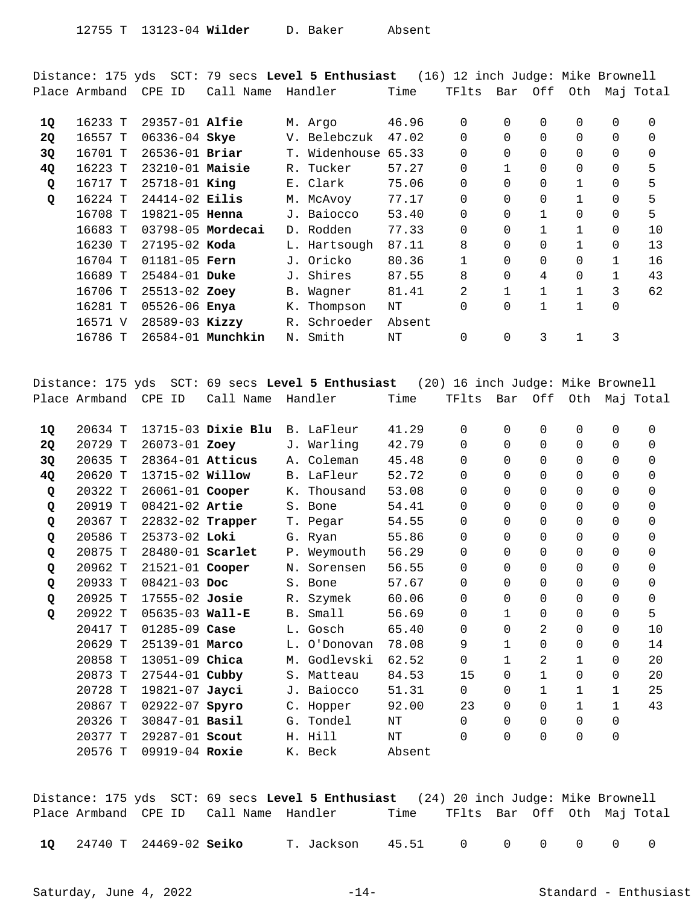| Place | Armband | CPE ID | Call Name | Handler | Time | TFlts | Bar | Off | Oth | Maj | Total |
|---|---|---|---|---|---|---|---|---|---|---|---|
| | 12755 T | 13123-04 | **Wilder** | D. Baker | Absent | | | | | | |

Distance: 175 yds SCT: 79 secs **Level 5 Enthusiast** (16) 12 inch Judge: Mike Brownell

| Place | Armband | CPE ID | Call Name | Handler | Time | TFlts | Bar | Off | Oth | Maj | Total |
|---|---|---|---|---|---|---|---|---|---|---|---|
| **1Q** | 16233 T | 29357-01 | **Alfie** | M. Argo | 46.96 | 0 | 0 | 0 | 0 | 0 | 0 |
| **2Q** | 16557 T | 06336-04 | **Skye** | V. Belebczuk | 47.02 | 0 | 0 | 0 | 0 | 0 | 0 |
| **3Q** | 16701 T | 26536-01 | **Briar** | T. Widenhouse | 65.33 | 0 | 0 | 0 | 0 | 0 | 0 |
| **4Q** | 16223 T | 23210-01 | **Maisie** | R. Tucker | 57.27 | 0 | 1 | 0 | 0 | 0 | 5 |
| **Q** | 16717 T | 25718-01 | **King** | E. Clark | 75.06 | 0 | 0 | 0 | 1 | 0 | 5 |
| **Q** | 16224 T | 24414-02 | **Eilis** | M. McAvoy | 77.17 | 0 | 0 | 0 | 1 | 0 | 5 |
| | 16708 T | 19821-05 | **Henna** | J. Baiocco | 53.40 | 0 | 0 | 1 | 0 | 0 | 5 |
| | 16683 T | 03798-05 | **Mordecai** | D. Rodden | 77.33 | 0 | 0 | 1 | 1 | 0 | 10 |
| | 16230 T | 27195-02 | **Koda** | L. Hartsough | 87.11 | 8 | 0 | 0 | 1 | 0 | 13 |
| | 16704 T | 01181-05 | **Fern** | J. Oricko | 80.36 | 1 | 0 | 0 | 0 | 1 | 16 |
| | 16689 T | 25484-01 | **Duke** | J. Shires | 87.55 | 8 | 0 | 4 | 0 | 1 | 43 |
| | 16706 T | 25513-02 | **Zoey** | B. Wagner | 81.41 | 2 | 1 | 1 | 1 | 3 | 62 |
| | 16281 T | 05526-06 | **Enya** | K. Thompson | NT | 0 | 0 | 1 | 1 | 0 | |
| | 16571 V | 28589-03 | **Kizzy** | R. Schroeder | Absent | | | | | | |
| | 16786 T | 26584-01 | **Munchkin** | N. Smith | NT | 0 | 0 | 3 | 1 | 3 | |

Distance: 175 yds SCT: 69 secs **Level 5 Enthusiast** (20) 16 inch Judge: Mike Brownell

| Place | Armband | CPE ID | Call Name | Handler | Time | TFlts | Bar | Off | Oth | Maj | Total |
|---|---|---|---|---|---|---|---|---|---|---|---|
| **1Q** | 20634 T | 13715-03 | **Dixie Blu** | B. LaFleur | 41.29 | 0 | 0 | 0 | 0 | 0 | 0 |
| **2Q** | 20729 T | 26073-01 | **Zoey** | J. Warling | 42.79 | 0 | 0 | 0 | 0 | 0 | 0 |
| **3Q** | 20635 T | 28364-01 | **Atticus** | A. Coleman | 45.48 | 0 | 0 | 0 | 0 | 0 | 0 |
| **4Q** | 20620 T | 13715-02 | **Willow** | B. LaFleur | 52.72 | 0 | 0 | 0 | 0 | 0 | 0 |
| **Q** | 20322 T | 26061-01 | **Cooper** | K. Thousand | 53.08 | 0 | 0 | 0 | 0 | 0 | 0 |
| **Q** | 20919 T | 08421-02 | **Artie** | S. Bone | 54.41 | 0 | 0 | 0 | 0 | 0 | 0 |
| **Q** | 20367 T | 22832-02 | **Trapper** | T. Pegar | 54.55 | 0 | 0 | 0 | 0 | 0 | 0 |
| **Q** | 20586 T | 25373-02 | **Loki** | G. Ryan | 55.86 | 0 | 0 | 0 | 0 | 0 | 0 |
| **Q** | 20875 T | 28480-01 | **Scarlet** | P. Weymouth | 56.29 | 0 | 0 | 0 | 0 | 0 | 0 |
| **Q** | 20962 T | 21521-01 | **Cooper** | N. Sorensen | 56.55 | 0 | 0 | 0 | 0 | 0 | 0 |
| **Q** | 20933 T | 08421-03 | **Doc** | S. Bone | 57.67 | 0 | 0 | 0 | 0 | 0 | 0 |
| **Q** | 20925 T | 17555-02 | **Josie** | R. Szymek | 60.06 | 0 | 0 | 0 | 0 | 0 | 0 |
| **Q** | 20922 T | 05635-03 | **Wall-E** | B. Small | 56.69 | 0 | 1 | 0 | 0 | 0 | 5 |
| | 20417 T | 01285-09 | **Case** | L. Gosch | 65.40 | 0 | 0 | 2 | 0 | 0 | 10 |
| | 20629 T | 25139-01 | **Marco** | L. O'Donovan | 78.08 | 9 | 1 | 0 | 0 | 0 | 14 |
| | 20858 T | 13051-09 | **Chica** | M. Godlevski | 62.52 | 0 | 1 | 2 | 1 | 0 | 20 |
| | 20873 T | 27544-01 | **Cubby** | S. Matteau | 84.53 | 15 | 0 | 1 | 0 | 0 | 20 |
| | 20728 T | 19821-07 | **Jayci** | J. Baiocco | 51.31 | 0 | 0 | 1 | 1 | 1 | 25 |
| | 20867 T | 02922-07 | **Spyro** | C. Hopper | 92.00 | 23 | 0 | 0 | 1 | 1 | 43 |
| | 20326 T | 30847-01 | **Basil** | G. Tondel | NT | 0 | 0 | 0 | 0 | 0 | |
| | 20377 T | 29287-01 | **Scout** | H. Hill | NT | 0 | 0 | 0 | 0 | 0 | |
| | 20576 T | 09919-04 | **Roxie** | K. Beck | Absent | | | | | | |

Distance: 175 yds SCT: 69 secs **Level 5 Enthusiast** (24) 20 inch Judge: Mike Brownell

| Place | Armband | CPE ID | Call Name | Handler | Time | TFlts | Bar | Off | Oth | Maj | Total |
|---|---|---|---|---|---|---|---|---|---|---|---|
| **1Q** | 24740 T | 24469-02 | **Seiko** | T. Jackson | 45.51 | 0 | 0 | 0 | 0 | 0 | 0 |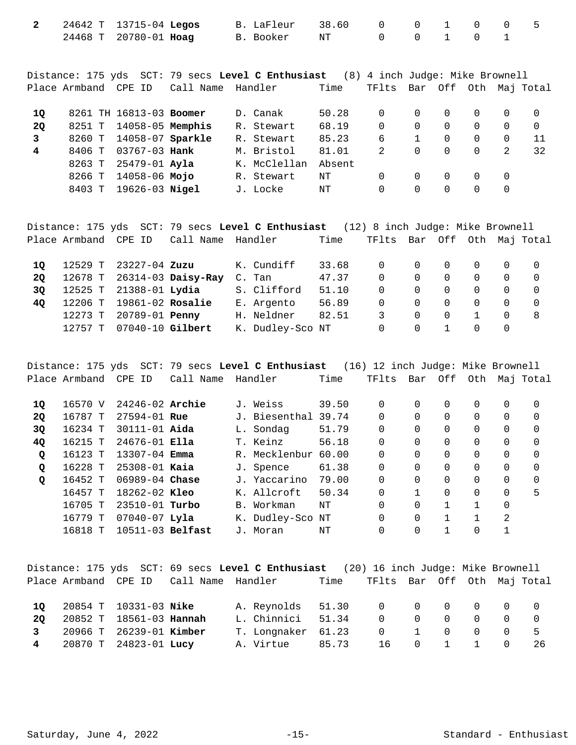| Place | Armband | CPE ID | Call Name | Handler | Time | TFlts | Bar | Off | Oth | Maj | Total |
|---|---|---|---|---|---|---|---|---|---|---|---|
| **2** | 24642 T | 13715-04 | **Legos** | B. LaFleur | 38.60 | 0 | 0 | 1 | 0 | 0 | 5 |
| | 24468 T | 20780-01 | **Hoag** | B. Booker | NT | 0 | 0 | 1 | 0 | 1 | |

Distance: 175 yds SCT: 79 secs **Level C Enthusiast** (8) 4 inch Judge: Mike Brownell

| Place | Armband | CPE ID | Call Name | Handler | Time | TFlts | Bar | Off | Oth | Maj | Total |
|---|---|---|---|---|---|---|---|---|---|---|---|
| **1Q** | 8261 TH | 16813-03 | **Boomer** | D. Canak | 50.28 | 0 | 0 | 0 | 0 | 0 | 0 |
| **2Q** | 8251 T | 14058-05 | **Memphis** | R. Stewart | 68.19 | 0 | 0 | 0 | 0 | 0 | 0 |
| **3** | 8260 T | 14058-07 | **Sparkle** | R. Stewart | 85.23 | 6 | 1 | 0 | 0 | 0 | 11 |
| **4** | 8406 T | 03767-03 | **Hank** | M. Bristol | 81.01 | 2 | 0 | 0 | 0 | 2 | 32 |
| | 8263 T | 25479-01 | **Ayla** | K. McClellan | Absent | | | | | | |
| | 8266 T | 14058-06 | **Mojo** | R. Stewart | NT | 0 | 0 | 0 | 0 | 0 | |
| | 8403 T | 19626-03 | **Nigel** | J. Locke | NT | 0 | 0 | 0 | 0 | 0 | |

Distance: 175 yds SCT: 79 secs **Level C Enthusiast** (12) 8 inch Judge: Mike Brownell

| Place | Armband | CPE ID | Call Name | Handler | Time | TFlts | Bar | Off | Oth | Maj | Total |
|---|---|---|---|---|---|---|---|---|---|---|---|
| **1Q** | 12529 T | 23227-04 | **Zuzu** | K. Cundiff | 33.68 | 0 | 0 | 0 | 0 | 0 | 0 |
| **2Q** | 12678 T | 26314-03 | **Daisy-Ray** | C. Tan | 47.37 | 0 | 0 | 0 | 0 | 0 | 0 |
| **3Q** | 12525 T | 21388-01 | **Lydia** | S. Clifford | 51.10 | 0 | 0 | 0 | 0 | 0 | 0 |
| **4Q** | 12206 T | 19861-02 | **Rosalie** | E. Argento | 56.89 | 0 | 0 | 0 | 0 | 0 | 0 |
| | 12273 T | 20789-01 | **Penny** | H. Neldner | 82.51 | 3 | 0 | 0 | 1 | 0 | 8 |
| | 12757 T | 07040-10 | **Gilbert** | K. Dudley-Sco | NT | 0 | 0 | 1 | 0 | 0 | |

Distance: 175 yds SCT: 79 secs **Level C Enthusiast** (16) 12 inch Judge: Mike Brownell

| Place | Armband | CPE ID | Call Name | Handler | Time | TFlts | Bar | Off | Oth | Maj | Total |
|---|---|---|---|---|---|---|---|---|---|---|---|
| **1Q** | 16570 V | 24246-02 | **Archie** | J. Weiss | 39.50 | 0 | 0 | 0 | 0 | 0 | 0 |
| **2Q** | 16787 T | 27594-01 | **Rue** | J. Biesenthal | 39.74 | 0 | 0 | 0 | 0 | 0 | 0 |
| **3Q** | 16234 T | 30111-01 | **Aida** | L. Sondag | 51.79 | 0 | 0 | 0 | 0 | 0 | 0 |
| **4Q** | 16215 T | 24676-01 | **Ella** | T. Keinz | 56.18 | 0 | 0 | 0 | 0 | 0 | 0 |
| **Q** | 16123 T | 13307-04 | **Emma** | R. Mecklenbur | 60.00 | 0 | 0 | 0 | 0 | 0 | 0 |
| **Q** | 16228 T | 25308-01 | **Kaia** | J. Spence | 61.38 | 0 | 0 | 0 | 0 | 0 | 0 |
| **Q** | 16452 T | 06989-04 | **Chase** | J. Yaccarino | 79.00 | 0 | 0 | 0 | 0 | 0 | 0 |
| | 16457 T | 18262-02 | **Kleo** | K. Allcroft | 50.34 | 0 | 1 | 0 | 0 | 0 | 5 |
| | 16705 T | 23510-01 | **Turbo** | B. Workman | NT | 0 | 0 | 1 | 1 | 0 | |
| | 16779 T | 07040-07 | **Lyla** | K. Dudley-Sco | NT | 0 | 0 | 1 | 1 | 2 | |
| | 16818 T | 10511-03 | **Belfast** | J. Moran | NT | 0 | 0 | 1 | 0 | 1 | |

Distance: 175 yds SCT: 69 secs **Level C Enthusiast** (20) 16 inch Judge: Mike Brownell

| Place | Armband | CPE ID | Call Name | Handler | Time | TFlts | Bar | Off | Oth | Maj | Total |
|---|---|---|---|---|---|---|---|---|---|---|---|
| **1Q** | 20854 T | 10331-03 | **Nike** | A. Reynolds | 51.30 | 0 | 0 | 0 | 0 | 0 | 0 |
| **2Q** | 20852 T | 18561-03 | **Hannah** | L. Chinnici | 51.34 | 0 | 0 | 0 | 0 | 0 | 0 |
| **3** | 20966 T | 26239-01 | **Kimber** | T. Longnaker | 61.23 | 0 | 1 | 0 | 0 | 0 | 5 |
| **4** | 20870 T | 24823-01 | **Lucy** | A. Virtue | 85.73 | 16 | 0 | 1 | 1 | 0 | 26 |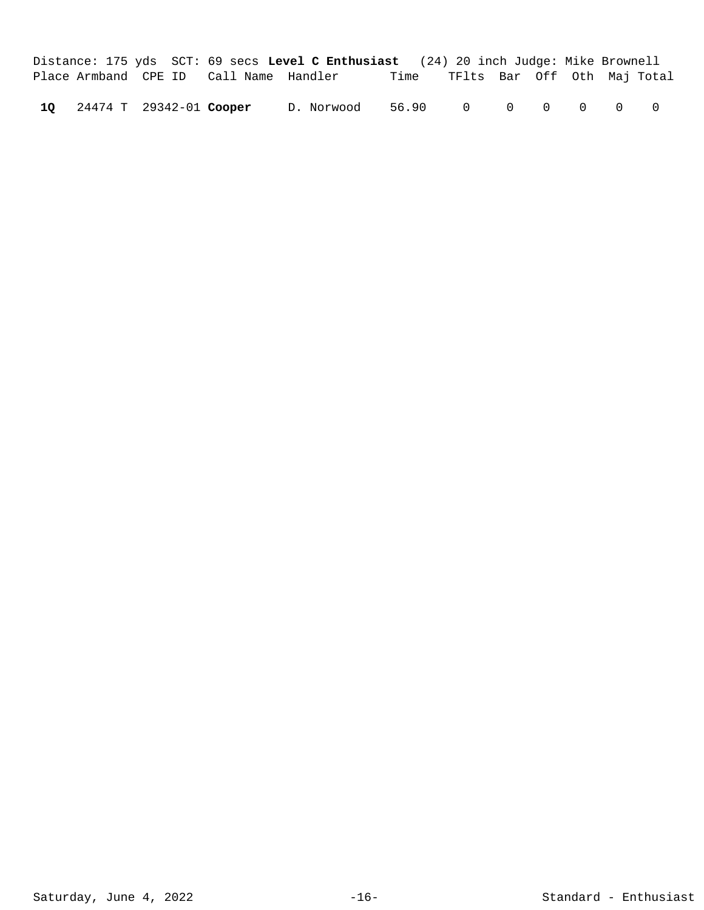Distance: 175 yds SCT: 69 secs **Level C Enthusiast** (24) 20 inch Judge: Mike Brownell

| Place | Armband | CPE ID | Call Name | Handler | Time | TFlts | Bar | Off | Oth | Maj | Total |
|---|---|---|---|---|---|---|---|---|---|---|---|
| **1Q** | 24474 T | 29342-01 | **Cooper** | D. Norwood | 56.90 | 0 | 0 | 0 | 0 | 0 | 0 |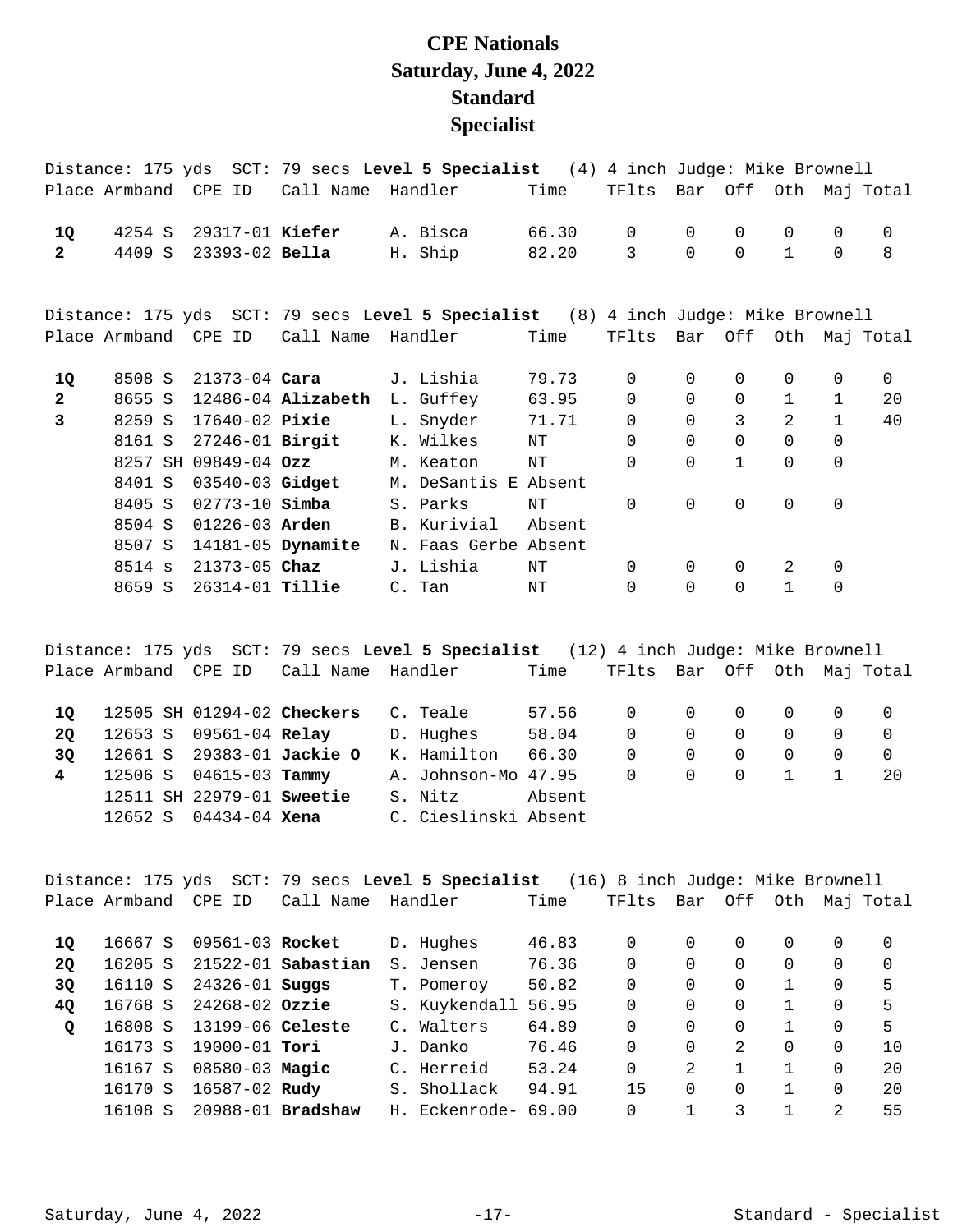# CPE Nationals
# Saturday, June 4, 2022
# Standard
# Specialist

Distance: 175 yds SCT: 79 secs **Level 5 Specialist** (4) 4 inch Judge: Mike Brownell

| Place | Armband | CPE ID | Call Name | Handler | Time | TFlts | Bar | Off | Oth | Maj | Total |
|---|---|---|---|---|---|---|---|---|---|---|---|
| **1Q** | 4254 S | 29317-01 | **Kiefer** | A. Bisca | 66.30 | 0 | 0 | 0 | 0 | 0 | 0 |
| **2** | 4409 S | 23393-02 | **Bella** | H. Ship | 82.20 | 3 | 0 | 0 | 1 | 0 | 8 |

Distance: 175 yds SCT: 79 secs **Level 5 Specialist** (8) 4 inch Judge: Mike Brownell

| Place | Armband | CPE ID | Call Name | Handler | Time | TFlts | Bar | Off | Oth | Maj | Total |
|---|---|---|---|---|---|---|---|---|---|---|---|
| **1Q** | 8508 S | 21373-04 | **Cara** | J. Lishia | 79.73 | 0 | 0 | 0 | 0 | 0 | 0 |
| **2** | 8655 S | 12486-04 | **Alizabeth** | L. Guffey | 63.95 | 0 | 0 | 0 | 1 | 1 | 20 |
| **3** | 8259 S | 17640-02 | **Pixie** | L. Snyder | 71.71 | 0 | 0 | 3 | 2 | 1 | 40 |
| | 8161 S | 27246-01 | **Birgit** | K. Wilkes | NT | 0 | 0 | 0 | 0 | 0 | |
| | 8257 SH | 09849-04 | **Ozz** | M. Keaton | NT | 0 | 0 | 1 | 0 | 0 | |
| | 8401 S | 03540-03 | **Gidget** | M. DeSantis E | Absent | | | | | | |
| | 8405 S | 02773-10 | **Simba** | S. Parks | NT | 0 | 0 | 0 | 0 | 0 | |
| | 8504 S | 01226-03 | **Arden** | B. Kurivial | Absent | | | | | | |
| | 8507 S | 14181-05 | **Dynamite** | N. Faas Gerbe | Absent | | | | | | |
| | 8514 s | 21373-05 | **Chaz** | J. Lishia | NT | 0 | 0 | 0 | 2 | 0 | |
| | 8659 S | 26314-01 | **Tillie** | C. Tan | NT | 0 | 0 | 0 | 1 | 0 | |

Distance: 175 yds SCT: 79 secs **Level 5 Specialist** (12) 4 inch Judge: Mike Brownell

| Place | Armband | CPE ID | Call Name | Handler | Time | TFlts | Bar | Off | Oth | Maj | Total |
|---|---|---|---|---|---|---|---|---|---|---|---|
| **1Q** | 12505 SH | 01294-02 | **Checkers** | C. Teale | 57.56 | 0 | 0 | 0 | 0 | 0 | 0 |
| **2Q** | 12653 S | 09561-04 | **Relay** | D. Hughes | 58.04 | 0 | 0 | 0 | 0 | 0 | 0 |
| **3Q** | 12661 S | 29383-01 | **Jackie O** | K. Hamilton | 66.30 | 0 | 0 | 0 | 0 | 0 | 0 |
| **4** | 12506 S | 04615-03 | **Tammy** | A. Johnson-Mo | 47.95 | 0 | 0 | 0 | 1 | 1 | 20 |
| | 12511 SH | 22979-01 | **Sweetie** | S. Nitz | Absent | | | | | | |
| | 12652 S | 04434-04 | **Xena** | C. Cieslinski | Absent | | | | | | |

Distance: 175 yds SCT: 79 secs **Level 5 Specialist** (16) 8 inch Judge: Mike Brownell

| Place | Armband | CPE ID | Call Name | Handler | Time | TFlts | Bar | Off | Oth | Maj | Total |
|---|---|---|---|---|---|---|---|---|---|---|---|
| **1Q** | 16667 S | 09561-03 | **Rocket** | D. Hughes | 46.83 | 0 | 0 | 0 | 0 | 0 | 0 |
| **2Q** | 16205 S | 21522-01 | **Sabastian** | S. Jensen | 76.36 | 0 | 0 | 0 | 0 | 0 | 0 |
| **3Q** | 16110 S | 24326-01 | **Suggs** | T. Pomeroy | 50.82 | 0 | 0 | 0 | 1 | 0 | 5 |
| **4Q** | 16768 S | 24268-02 | **Ozzie** | S. Kuykendall | 56.95 | 0 | 0 | 0 | 1 | 0 | 5 |
| **Q** | 16808 S | 13199-06 | **Celeste** | C. Walters | 64.89 | 0 | 0 | 0 | 1 | 0 | 5 |
| | 16173 S | 19000-01 | **Tori** | J. Danko | 76.46 | 0 | 0 | 2 | 0 | 0 | 10 |
| | 16167 S | 08580-03 | **Magic** | C. Herreid | 53.24 | 0 | 2 | 1 | 1 | 0 | 20 |
| | 16170 S | 16587-02 | **Rudy** | S. Shollack | 94.91 | 15 | 0 | 0 | 1 | 0 | 20 |
| | 16108 S | 20988-01 | **Bradshaw** | H. Eckenrode- | 69.00 | 0 | 1 | 3 | 1 | 2 | 55 |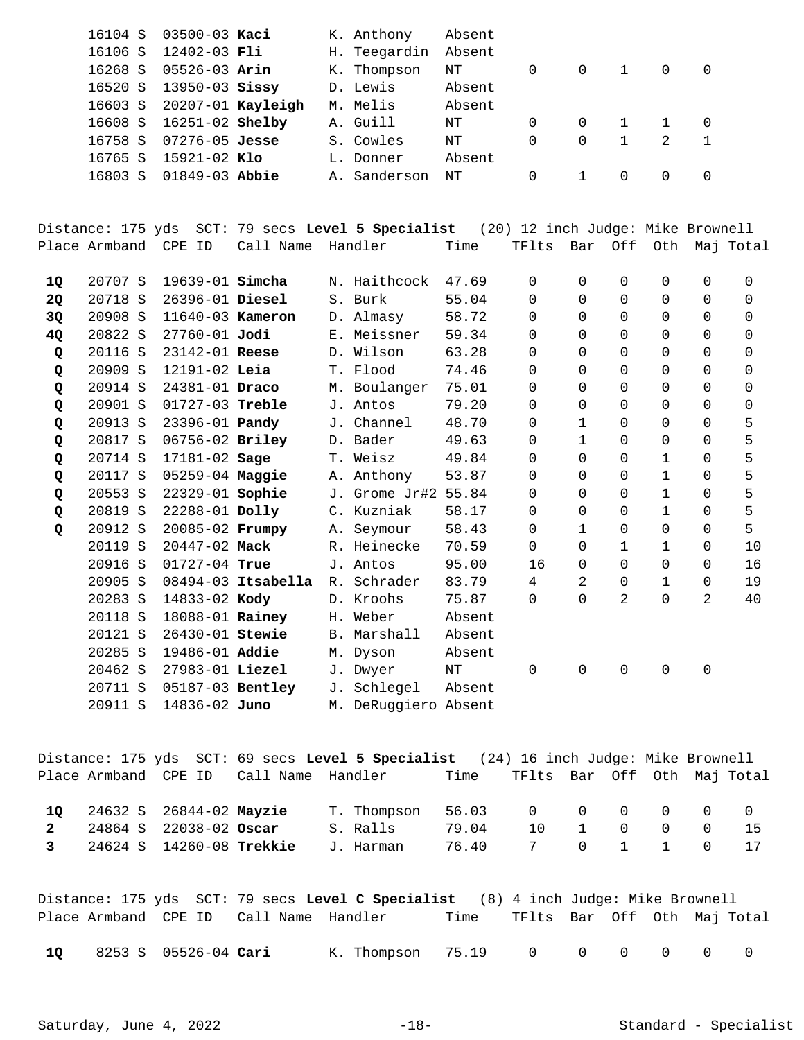| Place | Armband | CPE ID | Call Name | Handler | Time | TFlts | Bar | Off | Oth | Maj | Total |
|---|---|---|---|---|---|---|---|---|---|---|---|
| | 16104 S | 03500-03 | **Kaci** | K. Anthony | Absent | | | | | | |
| | 16106 S | 12402-03 | **Fli** | H. Teegardin | Absent | | | | | | |
| | 16268 S | 05526-03 | **Arin** | K. Thompson | NT | 0 | 0 | 1 | 0 | 0 | |
| | 16520 S | 13950-03 | **Sissy** | D. Lewis | Absent | | | | | | |
| | 16603 S | 20207-01 | **Kayleigh** | M. Melis | Absent | | | | | | |
| | 16608 S | 16251-02 | **Shelby** | A. Guill | NT | 0 | 0 | 1 | 1 | 0 | |
| | 16758 S | 07276-05 | **Jesse** | S. Cowles | NT | 0 | 0 | 1 | 2 | 1 | |
| | 16765 S | 15921-02 | **Klo** | L. Donner | Absent | | | | | | |
| | 16803 S | 01849-03 | **Abbie** | A. Sanderson | NT | 0 | 1 | 0 | 0 | 0 | |

Distance: 175 yds SCT: 79 secs **Level 5 Specialist** (20) 12 inch Judge: Mike Brownell

| Place | Armband | CPE ID | Call Name | Handler | Time | TFlts | Bar | Off | Oth | Maj | Total |
|---|---|---|---|---|---|---|---|---|---|---|---|
| **1Q** | 20707 S | 19639-01 | **Simcha** | N. Haithcock | 47.69 | 0 | 0 | 0 | 0 | 0 | 0 |
| **2Q** | 20718 S | 26396-01 | **Diesel** | S. Burk | 55.04 | 0 | 0 | 0 | 0 | 0 | 0 |
| **3Q** | 20908 S | 11640-03 | **Kameron** | D. Almasy | 58.72 | 0 | 0 | 0 | 0 | 0 | 0 |
| **4Q** | 20822 S | 27760-01 | **Jodi** | E. Meissner | 59.34 | 0 | 0 | 0 | 0 | 0 | 0 |
| **Q** | 20116 S | 23142-01 | **Reese** | D. Wilson | 63.28 | 0 | 0 | 0 | 0 | 0 | 0 |
| **Q** | 20909 S | 12191-02 | **Leia** | T. Flood | 74.46 | 0 | 0 | 0 | 0 | 0 | 0 |
| **Q** | 20914 S | 24381-01 | **Draco** | M. Boulanger | 75.01 | 0 | 0 | 0 | 0 | 0 | 0 |
| **Q** | 20901 S | 01727-03 | **Treble** | J. Antos | 79.20 | 0 | 0 | 0 | 0 | 0 | 0 |
| **Q** | 20913 S | 23396-01 | **Pandy** | J. Channel | 48.70 | 0 | 1 | 0 | 0 | 0 | 5 |
| **Q** | 20817 S | 06756-02 | **Briley** | D. Bader | 49.63 | 0 | 1 | 0 | 0 | 0 | 5 |
| **Q** | 20714 S | 17181-02 | **Sage** | T. Weisz | 49.84 | 0 | 0 | 0 | 1 | 0 | 5 |
| **Q** | 20117 S | 05259-04 | **Maggie** | A. Anthony | 53.87 | 0 | 0 | 0 | 1 | 0 | 5 |
| **Q** | 20553 S | 22329-01 | **Sophie** | J. Grome Jr#2 | 55.84 | 0 | 0 | 0 | 1 | 0 | 5 |
| **Q** | 20819 S | 22288-01 | **Dolly** | C. Kuzniak | 58.17 | 0 | 0 | 0 | 1 | 0 | 5 |
| **Q** | 20912 S | 20085-02 | **Frumpy** | A. Seymour | 58.43 | 0 | 1 | 0 | 0 | 0 | 5 |
| | 20119 S | 20447-02 | **Mack** | R. Heinecke | 70.59 | 0 | 0 | 1 | 1 | 0 | 10 |
| | 20916 S | 01727-04 | **True** | J. Antos | 95.00 | 16 | 0 | 0 | 0 | 0 | 16 |
| | 20905 S | 08494-03 | **Itsabella** | R. Schrader | 83.79 | 4 | 2 | 0 | 1 | 0 | 19 |
| | 20283 S | 14833-02 | **Kody** | D. Kroohs | 75.87 | 0 | 0 | 2 | 0 | 2 | 40 |
| | 20118 S | 18088-01 | **Rainey** | H. Weber | Absent | | | | | | |
| | 20121 S | 26430-01 | **Stewie** | B. Marshall | Absent | | | | | | |
| | 20285 S | 19486-01 | **Addie** | M. Dyson | Absent | | | | | | |
| | 20462 S | 27983-01 | **Liezel** | J. Dwyer | NT | 0 | 0 | 0 | 0 | 0 | |
| | 20711 S | 05187-03 | **Bentley** | J. Schlegel | Absent | | | | | | |
| | 20911 S | 14836-02 | **Juno** | M. DeRuggiero | Absent | | | | | | |

Distance: 175 yds SCT: 69 secs **Level 5 Specialist** (24) 16 inch Judge: Mike Brownell

| Place | Armband | CPE ID | Call Name | Handler | Time | TFlts | Bar | Off | Oth | Maj | Total |
|---|---|---|---|---|---|---|---|---|---|---|---|
| **1Q** | 24632 S | 26844-02 | **Mayzie** | T. Thompson | 56.03 | 0 | 0 | 0 | 0 | 0 | 0 |
| **2** | 24864 S | 22038-02 | **Oscar** | S. Ralls | 79.04 | 10 | 1 | 0 | 0 | 0 | 15 |
| **3** | 24624 S | 14260-08 | **Trekkie** | J. Harman | 76.40 | 7 | 0 | 1 | 1 | 0 | 17 |

Distance: 175 yds SCT: 79 secs **Level C Specialist** (8) 4 inch Judge: Mike Brownell

| Place | Armband | CPE ID | Call Name | Handler | Time | TFlts | Bar | Off | Oth | Maj | Total |
|---|---|---|---|---|---|---|---|---|---|---|---|
| **1Q** | 8253 S | 05526-04 | **Cari** | K. Thompson | 75.19 | 0 | 0 | 0 | 0 | 0 | 0 |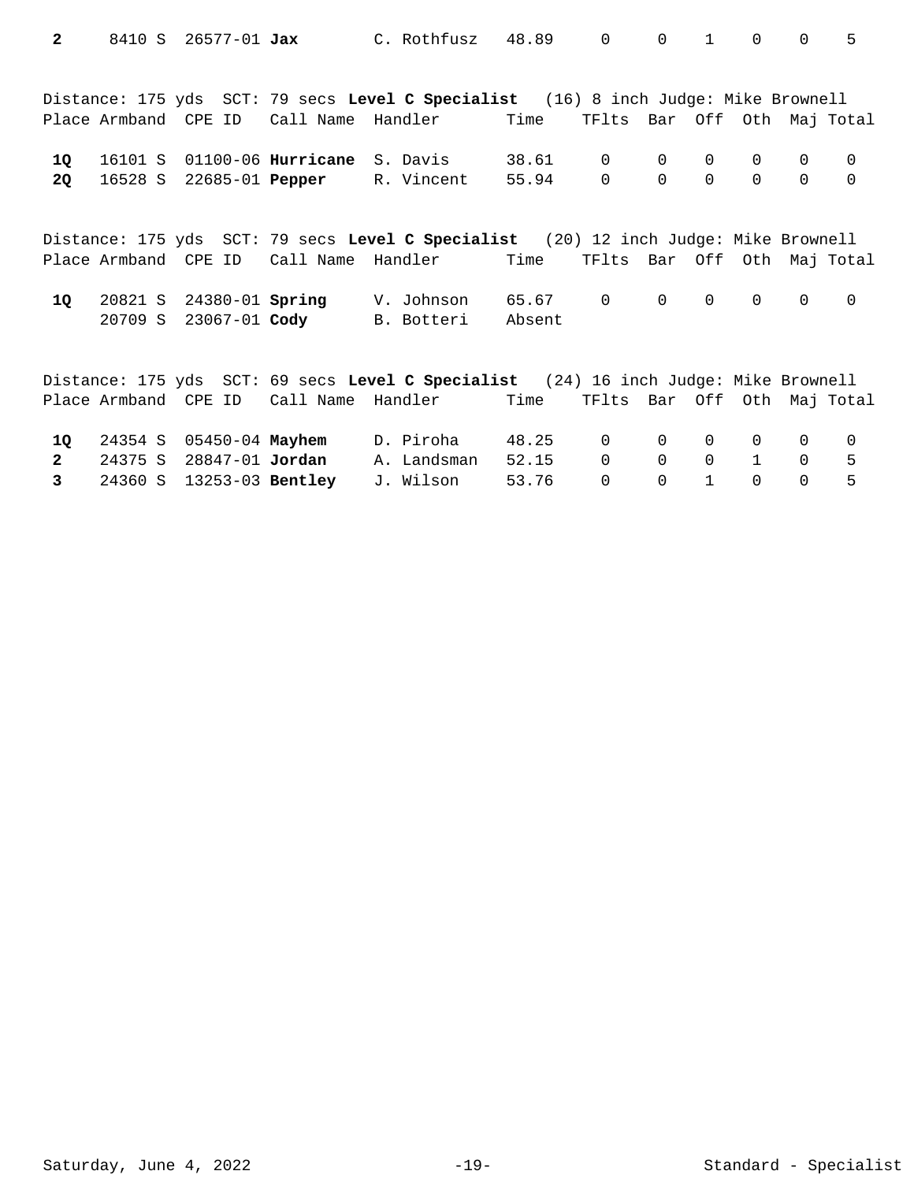| Place | Armband | CPE ID | Call Name | Handler | Time | TFlts | Bar | Off | Oth | Maj | Total |
|---|---|---|---|---|---|---|---|---|---|---|---|
| **2** | 8410 S | 26577-01 | **Jax** | C. Rothfusz | 48.89 | 0 | 0 | 1 | 0 | 0 | 5 |

Distance: 175 yds SCT: 79 secs **Level C Specialist** (16) 8 inch Judge: Mike Brownell

| Place | Armband | CPE ID | Call Name | Handler | Time | TFlts | Bar | Off | Oth | Maj | Total |
|---|---|---|---|---|---|---|---|---|---|---|---|
| **1Q** | 16101 S | 01100-06 | **Hurricane** | S. Davis | 38.61 | 0 | 0 | 0 | 0 | 0 | 0 |
| **2Q** | 16528 S | 22685-01 | **Pepper** | R. Vincent | 55.94 | 0 | 0 | 0 | 0 | 0 | 0 |

Distance: 175 yds SCT: 79 secs **Level C Specialist** (20) 12 inch Judge: Mike Brownell

| Place | Armband | CPE ID | Call Name | Handler | Time | TFlts | Bar | Off | Oth | Maj | Total |
|---|---|---|---|---|---|---|---|---|---|---|---|
| **1Q** | 20821 S | 24380-01 | **Spring** | V. Johnson | 65.67 | 0 | 0 | 0 | 0 | 0 | 0 |
| | 20709 S | 23067-01 | **Cody** | B. Botteri | Absent | | | | | | |

Distance: 175 yds SCT: 69 secs **Level C Specialist** (24) 16 inch Judge: Mike Brownell

| Place | Armband | CPE ID | Call Name | Handler | Time | TFlts | Bar | Off | Oth | Maj | Total |
|---|---|---|---|---|---|---|---|---|---|---|---|
| **1Q** | 24354 S | 05450-04 | **Mayhem** | D. Piroha | 48.25 | 0 | 0 | 0 | 0 | 0 | 0 |
| **2** | 24375 S | 28847-01 | **Jordan** | A. Landsman | 52.15 | 0 | 0 | 0 | 1 | 0 | 5 |
| **3** | 24360 S | 13253-03 | **Bentley** | J. Wilson | 53.76 | 0 | 0 | 1 | 0 | 0 | 5 |